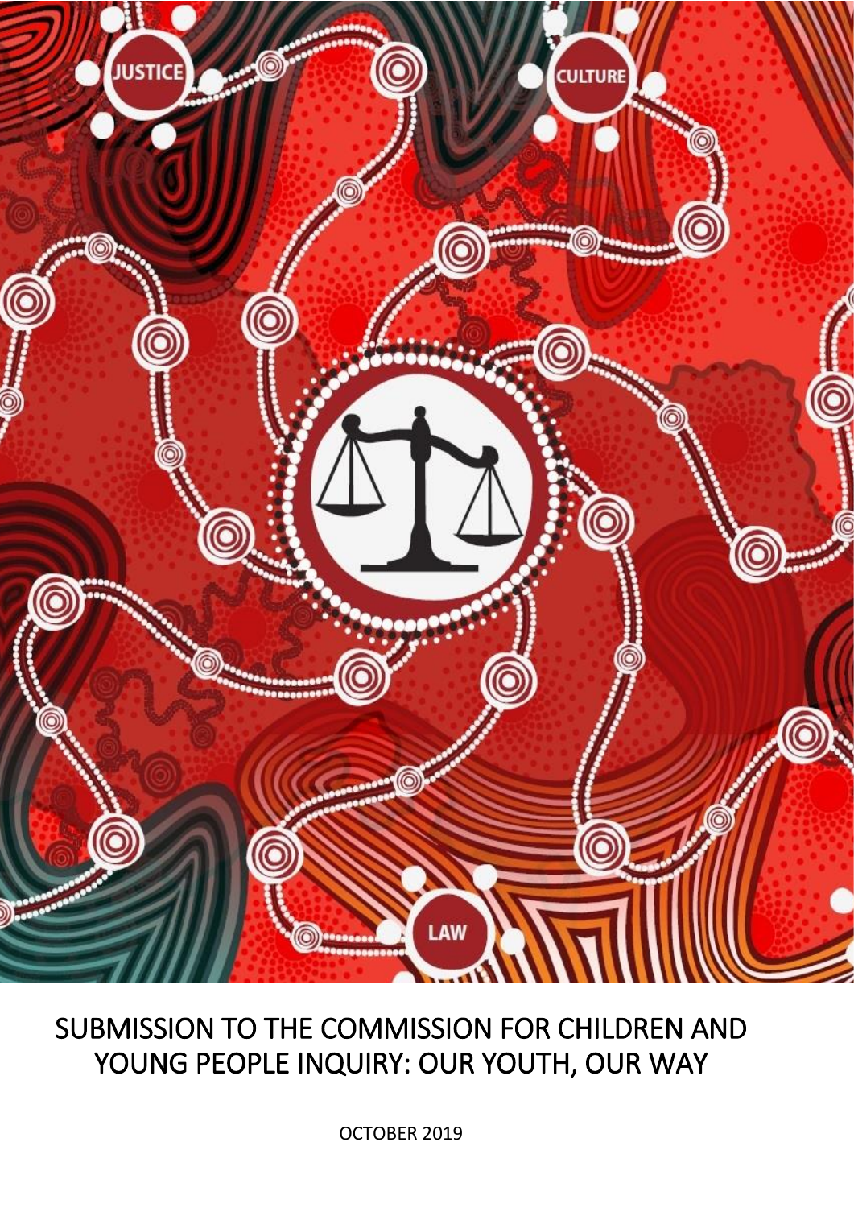# SUBMISSION TO THE COMMISSION FOR CHILDREN AND YOUNG PEOPLE INQUIRY: OUR YOUTH, OUR WAY

OCTOBER 2019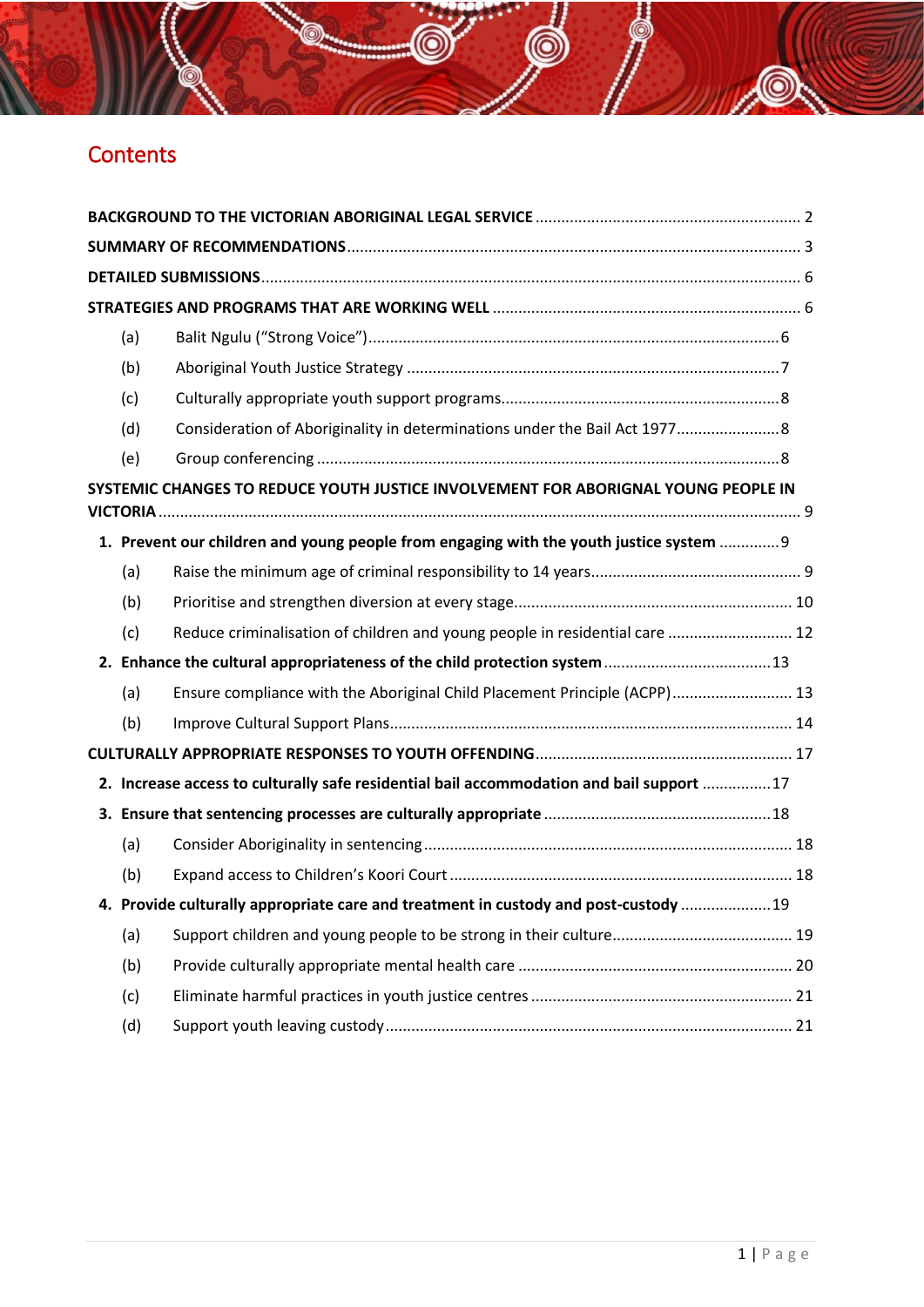# Contents

BACKGROUND TO THE VICTORIAN ABORIGINAL LEGAL SERVICE .............................................................. 2

SUMMARY OF RECOMMENDATIONS ......................................................................................................... 3

DETAILED SUBMISSIONS ............................................................................................................................ 6

STRATEGIES AND PROGRAMS THAT ARE WORKING WELL ........................................................................ 6

(a) Balit Ngulu ("Strong Voice") ................................................................................................ 6

(b) Aboriginal Youth Justice Strategy ........................................................................................ 7

(c) Culturally appropriate youth support programs ................................................................. 8

(d) Consideration of Aboriginality in determinations under the Bail Act 1977 ......................... 8

(e) Group conferencing ............................................................................................................. 8

SYSTEMIC CHANGES TO REDUCE YOUTH JUSTICE INVOLVEMENT FOR ABORIGNAL YOUNG PEOPLE IN VICTORIA ..................................................................................................................................... 9

1. Prevent our children and young people from engaging with the youth justice system .............. 9

(a) Raise the minimum age of criminal responsibility to 14 years ................................................. 9

(b) Prioritise and strengthen diversion at every stage ................................................................. 10

(c) Reduce criminalisation of children and young people in residential care ............................. 12

2. Enhance the cultural appropriateness of the child protection system ....................................... 13

(a) Ensure compliance with the Aboriginal Child Placement Principle (ACPP) ............................. 13

(b) Improve Cultural Support Plans ............................................................................................. 14

CULTURALLY APPROPRIATE RESPONSES TO YOUTH OFFENDING ........................................................... 17

2. Increase access to culturally safe residential bail accommodation and bail support ................ 17

3. Ensure that sentencing processes are culturally appropriate ..................................................... 18

(a) Consider Aboriginality in sentencing ...................................................................................... 18

(b) Expand access to Children's Koori Court ................................................................................ 18

4. Provide culturally appropriate care and treatment in custody and post-custody ..................... 19

(a) Support children and young people to be strong in their culture .......................................... 19

(b) Provide culturally appropriate mental health care ................................................................ 20

(c) Eliminate harmful practices in youth justice centres ............................................................. 21

(d) Support youth leaving custody .............................................................................................. 21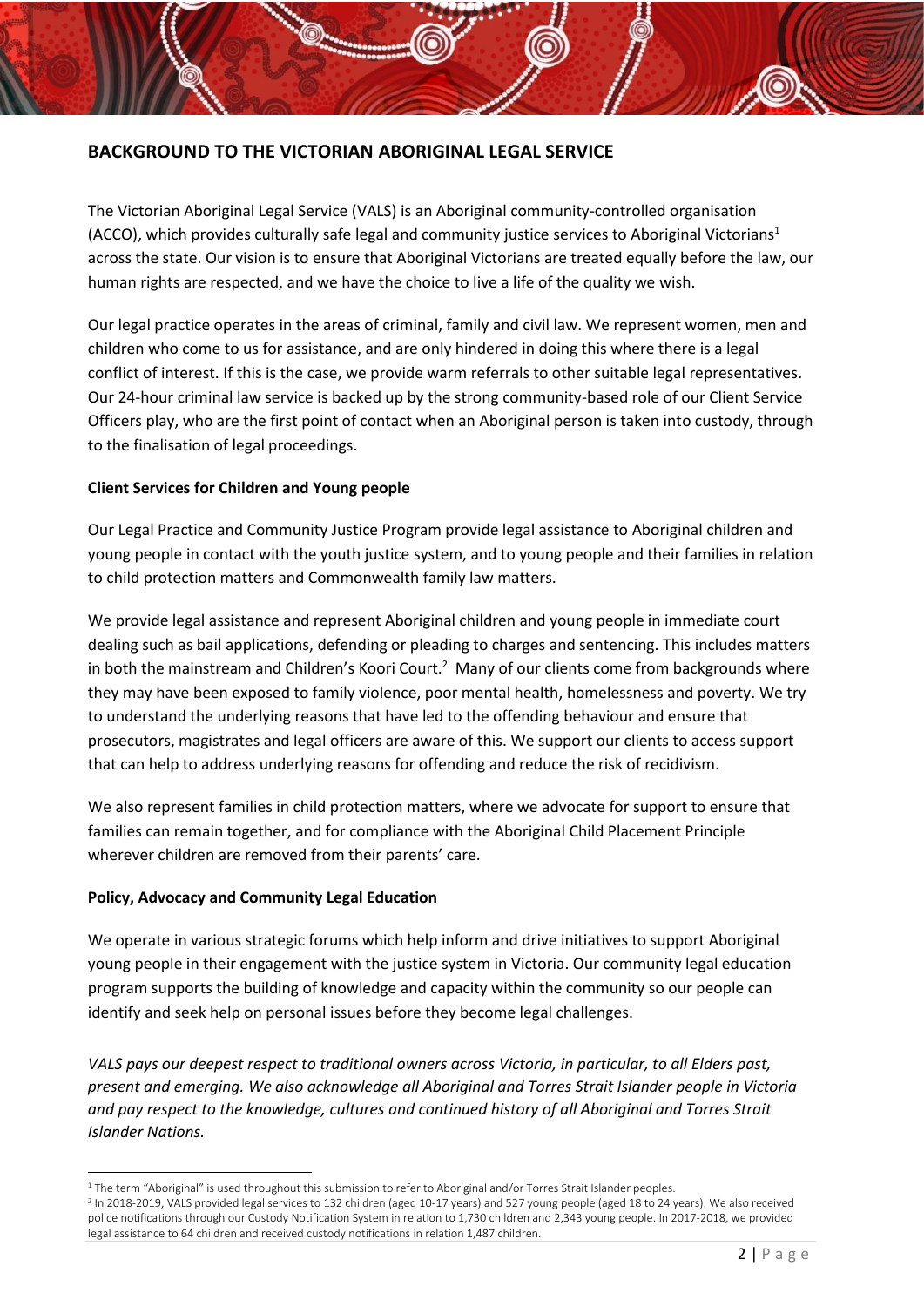## BACKGROUND TO THE VICTORIAN ABORIGINAL LEGAL SERVICE

The Victorian Aboriginal Legal Service (VALS) is an Aboriginal community-controlled organisation (ACCO), which provides culturally safe legal and community justice services to Aboriginal Victorians[1] across the state. Our vision is to ensure that Aboriginal Victorians are treated equally before the law, our human rights are respected, and we have the choice to live a life of the quality we wish.

Our legal practice operates in the areas of criminal, family and civil law. We represent women, men and children who come to us for assistance, and are only hindered in doing this where there is a legal conflict of interest. If this is the case, we provide warm referrals to other suitable legal representatives. Our 24-hour criminal law service is backed up by the strong community-based role of our Client Service Officers play, who are the first point of contact when an Aboriginal person is taken into custody, through to the finalisation of legal proceedings.

**Client Services for Children and Young people**

Our Legal Practice and Community Justice Program provide legal assistance to Aboriginal children and young people in contact with the youth justice system, and to young people and their families in relation to child protection matters and Commonwealth family law matters.

We provide legal assistance and represent Aboriginal children and young people in immediate court dealing such as bail applications, defending or pleading to charges and sentencing. This includes matters in both the mainstream and Children's Koori Court.[2] Many of our clients come from backgrounds where they may have been exposed to family violence, poor mental health, homelessness and poverty. We try to understand the underlying reasons that have led to the offending behaviour and ensure that prosecutors, magistrates and legal officers are aware of this. We support our clients to access support that can help to address underlying reasons for offending and reduce the risk of recidivism.

We also represent families in child protection matters, where we advocate for support to ensure that families can remain together, and for compliance with the Aboriginal Child Placement Principle wherever children are removed from their parents' care.

**Policy, Advocacy and Community Legal Education**

We operate in various strategic forums which help inform and drive initiatives to support Aboriginal young people in their engagement with the justice system in Victoria. Our community legal education program supports the building of knowledge and capacity within the community so our people can identify and seek help on personal issues before they become legal challenges.

*VALS pays our deepest respect to traditional owners across Victoria, in particular, to all Elders past, present and emerging. We also acknowledge all Aboriginal and Torres Strait Islander people in Victoria and pay respect to the knowledge, cultures and continued history of all Aboriginal and Torres Strait Islander Nations.*

---

[1] The term "Aboriginal" is used throughout this submission to refer to Aboriginal and/or Torres Strait Islander peoples.

[2] In 2018-2019, VALS provided legal services to 132 children (aged 10-17 years) and 527 young people (aged 18 to 24 years). We also received police notifications through our Custody Notification System in relation to 1,730 children and 2,343 young people. In 2017-2018, we provided legal assistance to 64 children and received custody notifications in relation 1,487 children.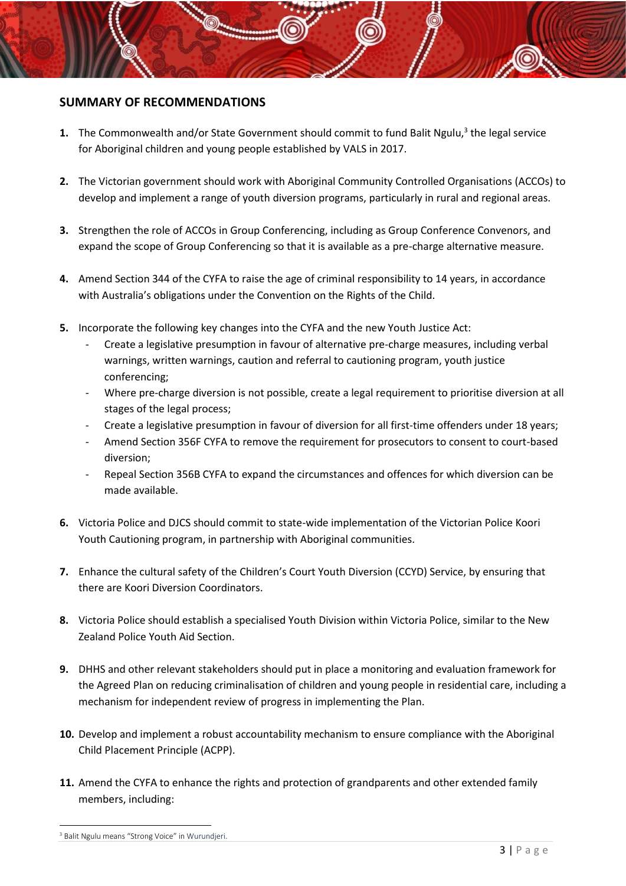## SUMMARY OF RECOMMENDATIONS

1. The Commonwealth and/or State Government should commit to fund Balit Ngulu,[3] the legal service for Aboriginal children and young people established by VALS in 2017.

2. The Victorian government should work with Aboriginal Community Controlled Organisations (ACCOs) to develop and implement a range of youth diversion programs, particularly in rural and regional areas.

3. Strengthen the role of ACCOs in Group Conferencing, including as Group Conference Convenors, and expand the scope of Group Conferencing so that it is available as a pre-charge alternative measure.

4. Amend Section 344 of the CYFA to raise the age of criminal responsibility to 14 years, in accordance with Australia's obligations under the Convention on the Rights of the Child.

5. Incorporate the following key changes into the CYFA and the new Youth Justice Act:
   - Create a legislative presumption in favour of alternative pre-charge measures, including verbal warnings, written warnings, caution and referral to cautioning program, youth justice conferencing;
   - Where pre-charge diversion is not possible, create a legal requirement to prioritise diversion at all stages of the legal process;
   - Create a legislative presumption in favour of diversion for all first-time offenders under 18 years;
   - Amend Section 356F CYFA to remove the requirement for prosecutors to consent to court-based diversion;
   - Repeal Section 356B CYFA to expand the circumstances and offences for which diversion can be made available.

6. Victoria Police and DJCS should commit to state-wide implementation of the Victorian Police Koori Youth Cautioning program, in partnership with Aboriginal communities.

7. Enhance the cultural safety of the Children's Court Youth Diversion (CCYD) Service, by ensuring that there are Koori Diversion Coordinators.

8. Victoria Police should establish a specialised Youth Division within Victoria Police, similar to the New Zealand Police Youth Aid Section.

9. DHHS and other relevant stakeholders should put in place a monitoring and evaluation framework for the Agreed Plan on reducing criminalisation of children and young people in residential care, including a mechanism for independent review of progress in implementing the Plan.

10. Develop and implement a robust accountability mechanism to ensure compliance with the Aboriginal Child Placement Principle (ACPP).

11. Amend the CYFA to enhance the rights and protection of grandparents and other extended family members, including:

---

[3] Balit Ngulu means "Strong Voice" in Wurundjeri.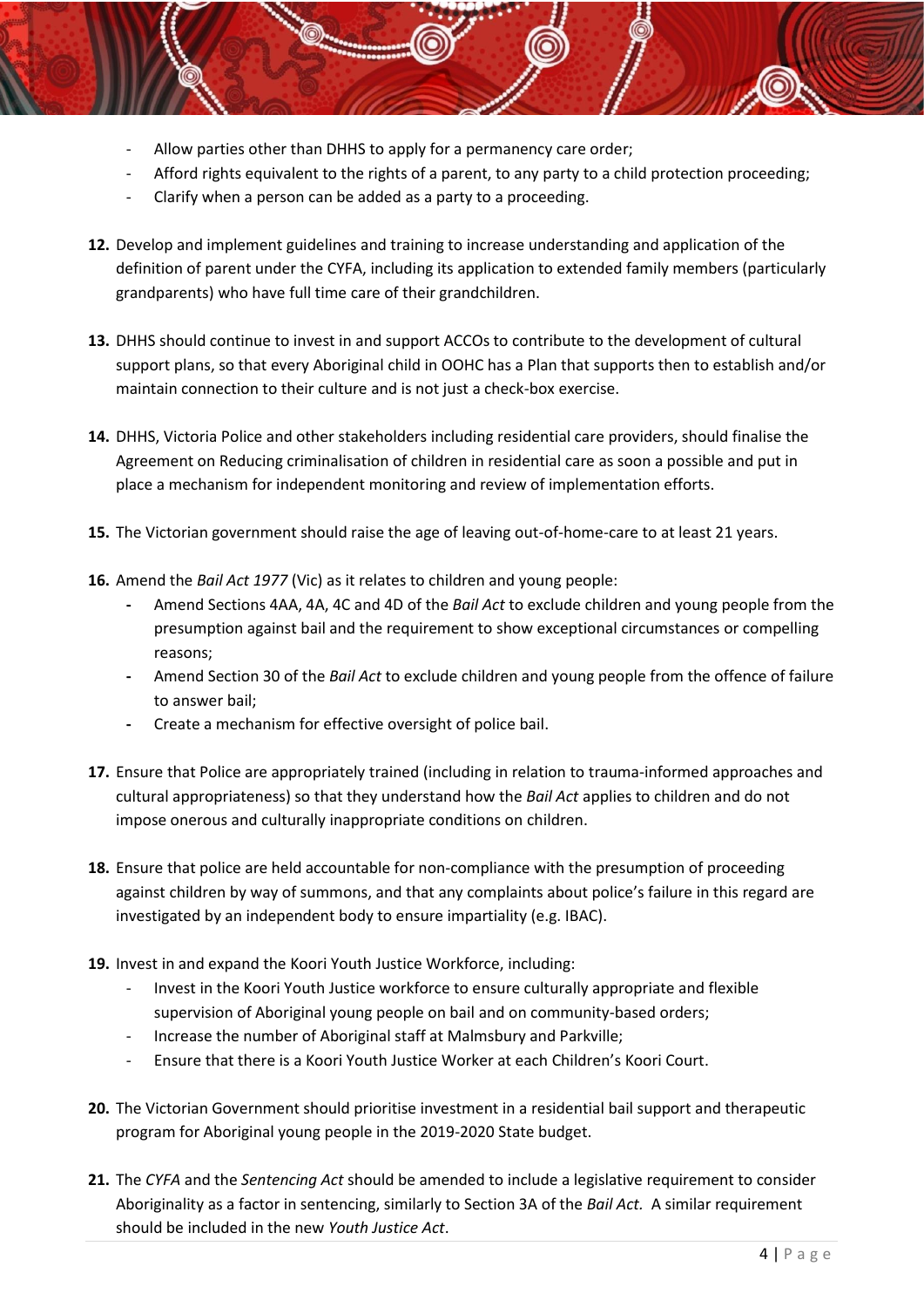- Allow parties other than DHHS to apply for a permanency care order;
- Afford rights equivalent to the rights of a parent, to any party to a child protection proceeding;
- Clarify when a person can be added as a party to a proceeding.

**12.** Develop and implement guidelines and training to increase understanding and application of the definition of parent under the CYFA, including its application to extended family members (particularly grandparents) who have full time care of their grandchildren.

**13.** DHHS should continue to invest in and support ACCOs to contribute to the development of cultural support plans, so that every Aboriginal child in OOHC has a Plan that supports then to establish and/or maintain connection to their culture and is not just a check-box exercise.

**14.** DHHS, Victoria Police and other stakeholders including residential care providers, should finalise the Agreement on Reducing criminalisation of children in residential care as soon a possible and put in place a mechanism for independent monitoring and review of implementation efforts.

**15.** The Victorian government should raise the age of leaving out-of-home-care to at least 21 years.

**16.** Amend the *Bail Act 1977* (Vic) as it relates to children and young people:
- Amend Sections 4AA, 4A, 4C and 4D of the *Bail Act* to exclude children and young people from the presumption against bail and the requirement to show exceptional circumstances or compelling reasons;
- Amend Section 30 of the *Bail Act* to exclude children and young people from the offence of failure to answer bail;
- Create a mechanism for effective oversight of police bail.

**17.** Ensure that Police are appropriately trained (including in relation to trauma-informed approaches and cultural appropriateness) so that they understand how the *Bail Act* applies to children and do not impose onerous and culturally inappropriate conditions on children.

**18.** Ensure that police are held accountable for non-compliance with the presumption of proceeding against children by way of summons, and that any complaints about police's failure in this regard are investigated by an independent body to ensure impartiality (e.g. IBAC).

**19.** Invest in and expand the Koori Youth Justice Workforce, including:
- Invest in the Koori Youth Justice workforce to ensure culturally appropriate and flexible supervision of Aboriginal young people on bail and on community-based orders;
- Increase the number of Aboriginal staff at Malmsbury and Parkville;
- Ensure that there is a Koori Youth Justice Worker at each Children's Koori Court.

**20.** The Victorian Government should prioritise investment in a residential bail support and therapeutic program for Aboriginal young people in the 2019-2020 State budget.

**21.** The *CYFA* and the *Sentencing Act* should be amended to include a legislative requirement to consider Aboriginality as a factor in sentencing, similarly to Section 3A of the *Bail Act.* A similar requirement should be included in the new *Youth Justice Act*.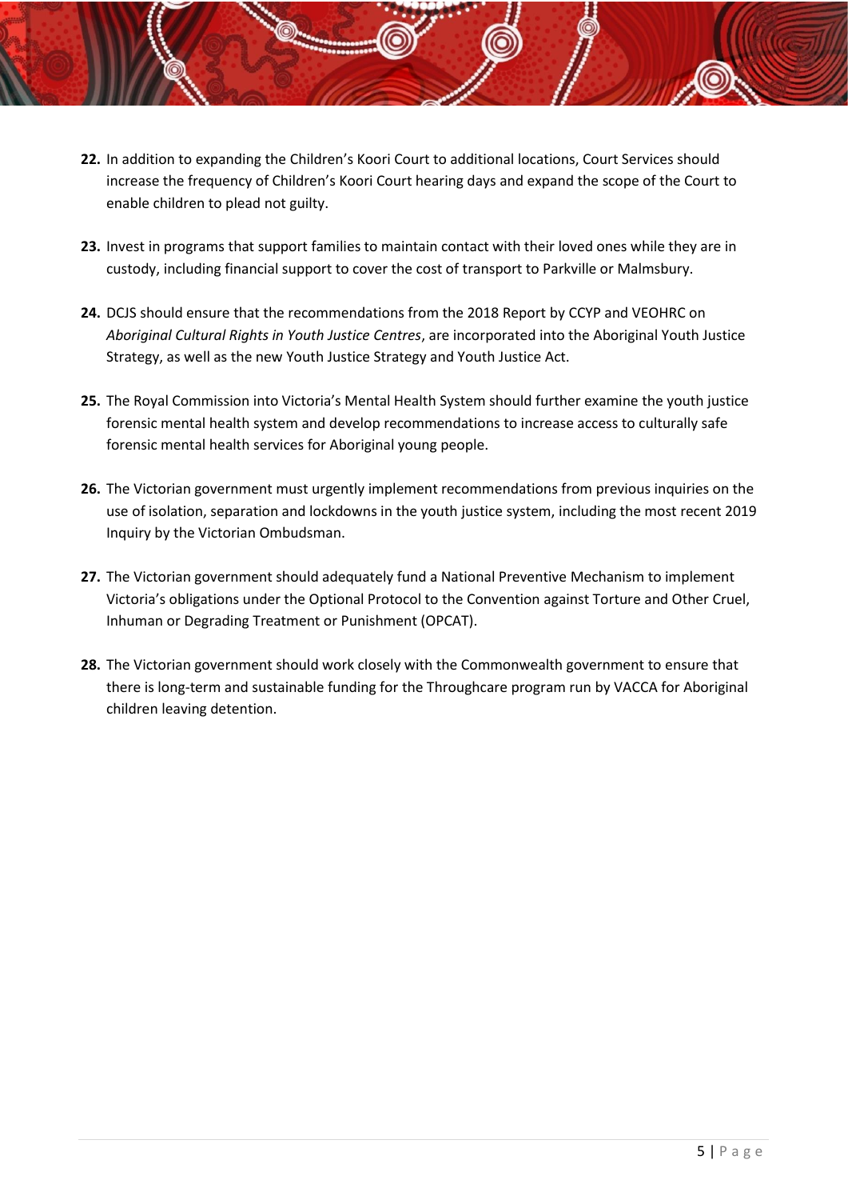22. In addition to expanding the Children's Koori Court to additional locations, Court Services should increase the frequency of Children's Koori Court hearing days and expand the scope of the Court to enable children to plead not guilty.

23. Invest in programs that support families to maintain contact with their loved ones while they are in custody, including financial support to cover the cost of transport to Parkville or Malmsbury.

24. DCJS should ensure that the recommendations from the 2018 Report by CCYP and VEOHRC on *Aboriginal Cultural Rights in Youth Justice Centres*, are incorporated into the Aboriginal Youth Justice Strategy, as well as the new Youth Justice Strategy and Youth Justice Act.

25. The Royal Commission into Victoria's Mental Health System should further examine the youth justice forensic mental health system and develop recommendations to increase access to culturally safe forensic mental health services for Aboriginal young people.

26. The Victorian government must urgently implement recommendations from previous inquiries on the use of isolation, separation and lockdowns in the youth justice system, including the most recent 2019 Inquiry by the Victorian Ombudsman.

27. The Victorian government should adequately fund a National Preventive Mechanism to implement Victoria's obligations under the Optional Protocol to the Convention against Torture and Other Cruel, Inhuman or Degrading Treatment or Punishment (OPCAT).

28. The Victorian government should work closely with the Commonwealth government to ensure that there is long-term and sustainable funding for the Throughcare program run by VACCA for Aboriginal children leaving detention.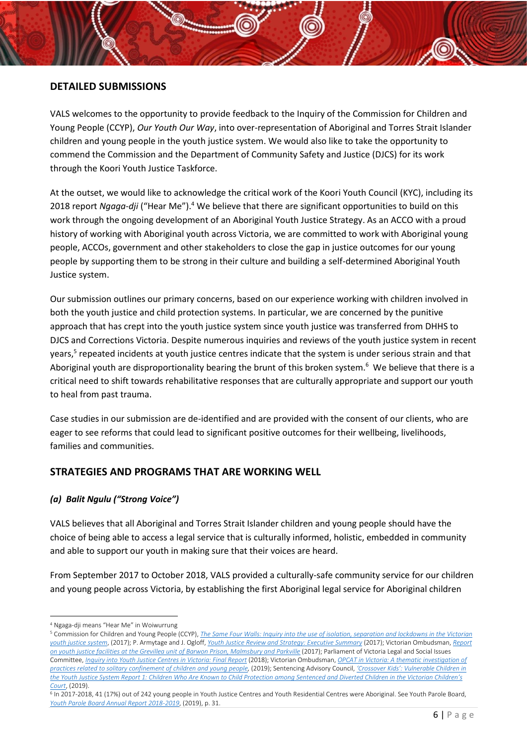## DETAILED SUBMISSIONS

VALS welcomes to the opportunity to provide feedback to the Inquiry of the Commission for Children and Young People (CCYP), *Our Youth Our Way*, into over-representation of Aboriginal and Torres Strait Islander children and young people in the youth justice system. We would also like to take the opportunity to commend the Commission and the Department of Community Safety and Justice (DJCS) for its work through the Koori Youth Justice Taskforce.

At the outset, we would like to acknowledge the critical work of the Koori Youth Council (KYC), including its 2018 report *Ngaga-dji* ("Hear Me").[4] We believe that there are significant opportunities to build on this work through the ongoing development of an Aboriginal Youth Justice Strategy. As an ACCO with a proud history of working with Aboriginal youth across Victoria, we are committed to work with Aboriginal young people, ACCOs, government and other stakeholders to close the gap in justice outcomes for our young people by supporting them to be strong in their culture and building a self-determined Aboriginal Youth Justice system.

Our submission outlines our primary concerns, based on our experience working with children involved in both the youth justice and child protection systems. In particular, we are concerned by the punitive approach that has crept into the youth justice system since youth justice was transferred from DHHS to DJCS and Corrections Victoria. Despite numerous inquiries and reviews of the youth justice system in recent years,[5] repeated incidents at youth justice centres indicate that the system is under serious strain and that Aboriginal youth are disproportionality bearing the brunt of this broken system.[6] We believe that there is a critical need to shift towards rehabilitative responses that are culturally appropriate and support our youth to heal from past trauma.

Case studies in our submission are de-identified and are provided with the consent of our clients, who are eager to see reforms that could lead to significant positive outcomes for their wellbeing, livelihoods, families and communities.

## STRATEGIES AND PROGRAMS THAT ARE WORKING WELL

### *(a) Balit Ngulu ("Strong Voice")*

VALS believes that all Aboriginal and Torres Strait Islander children and young people should have the choice of being able to access a legal service that is culturally informed, holistic, embedded in community and able to support our youth in making sure that their voices are heard.

From September 2017 to October 2018, VALS provided a culturally-safe community service for our children and young people across Victoria, by establishing the first Aboriginal legal service for Aboriginal children

---

[4] Ngaga-dji means "Hear Me" in Woiwurrung

[5] Commission for Children and Young People (CCYP), *The Same Four Walls: Inquiry into the use of isolation, separation and lockdowns in the Victorian youth justice system*, (2017); P. Armytage and J. Ogloff, *Youth Justice Review and Strategy: Executive Summary* (2017); Victorian Ombudsman, *Report on youth justice facilities at the Grevillea unit of Barwon Prison, Malmsbury and Parkville* (2017); Parliament of Victoria Legal and Social Issues Committee, *Inquiry into Youth Justice Centres in Victoria: Final Report* (2018); Victorian Ombudsman, *OPCAT in Victoria: A thematic investigation of practices related to solitary confinement of children and young people*, (2019); Sentencing Advisory Council, *'Crossover Kids': Vulnerable Children in the Youth Justice System Report 1: Children Who Are Known to Child Protection among Sentenced and Diverted Children in the Victorian Children's Court*, (2019).

[6] In 2017-2018, 41 (17%) out of 242 young people in Youth Justice Centres and Youth Residential Centres were Aboriginal. See Youth Parole Board, *Youth Parole Board Annual Report 2018-2019*, (2019), p. 31.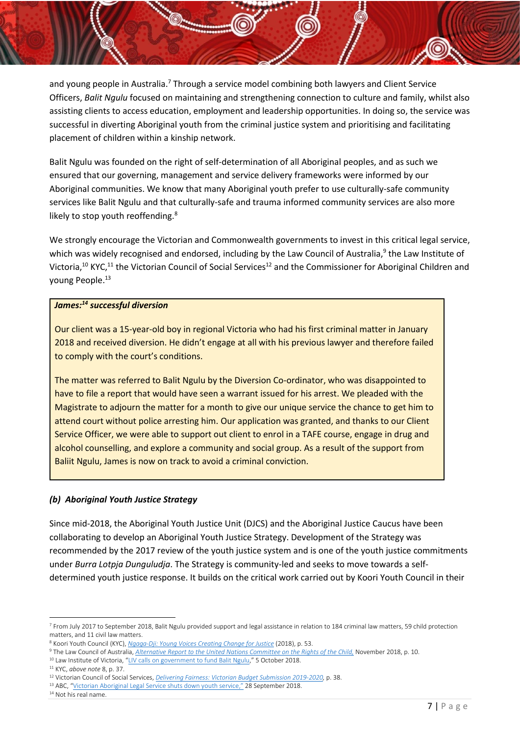and young people in Australia.[7] Through a service model combining both lawyers and Client Service Officers, *Balit Ngulu* focused on maintaining and strengthening connection to culture and family, whilst also assisting clients to access education, employment and leadership opportunities. In doing so, the service was successful in diverting Aboriginal youth from the criminal justice system and prioritising and facilitating placement of children within a kinship network.

Balit Ngulu was founded on the right of self-determination of all Aboriginal peoples, and as such we ensured that our governing, management and service delivery frameworks were informed by our Aboriginal communities. We know that many Aboriginal youth prefer to use culturally-safe community services like Balit Ngulu and that culturally-safe and trauma informed community services are also more likely to stop youth reoffending.[8]

We strongly encourage the Victorian and Commonwealth governments to invest in this critical legal service, which was widely recognised and endorsed, including by the Law Council of Australia,[9] the Law Institute of Victoria,[10] KYC,[11] the Victorian Council of Social Services[12] and the Commissioner for Aboriginal Children and young People.[13]

> ***James:[14] successful diversion***
>
> Our client was a 15-year-old boy in regional Victoria who had his first criminal matter in January 2018 and received diversion. He didn't engage at all with his previous lawyer and therefore failed to comply with the court's conditions.
>
> The matter was referred to Balit Ngulu by the Diversion Co-ordinator, who was disappointed to have to file a report that would have seen a warrant issued for his arrest. We pleaded with the Magistrate to adjourn the matter for a month to give our unique service the chance to get him to attend court without police arresting him. Our application was granted, and thanks to our Client Service Officer, we were able to support out client to enrol in a TAFE course, engage in drug and alcohol counselling, and explore a community and social group. As a result of the support from Baliit Ngulu, James is now on track to avoid a criminal conviction.

### *(b) Aboriginal Youth Justice Strategy*

Since mid-2018, the Aboriginal Youth Justice Unit (DJCS) and the Aboriginal Justice Caucus have been collaborating to develop an Aboriginal Youth Justice Strategy. Development of the Strategy was recommended by the 2017 review of the youth justice system and is one of the youth justice commitments under *Burra Lotpja Dunguludja*. The Strategy is community-led and seeks to move towards a self-determined youth justice response. It builds on the critical work carried out by Koori Youth Council in their

---

[7] From July 2017 to September 2018, Balit Ngulu provided support and legal assistance in relation to 184 criminal law matters, 59 child protection matters, and 11 civil law matters.

[8] Koori Youth Council (KYC), *Ngaga-Dji: Young Voices Creating Change for Justice* (2018), p. 53.

[9] The Law Council of Australia, *Alternative Report to the United Nations Committee on the Rights of the Child,* November 2018, p. 10.

[10] Law Institute of Victoria, "LIV calls on government to fund Balit Ngulu," 5 October 2018.

[11] KYC, *above* note 8, p. 37.

[12] Victorian Council of Social Services, *Delivering Fairness: Victorian Budget Submission 2019-2020,* p. 38.

[13] ABC, "Victorian Aboriginal Legal Service shuts down youth service," 28 September 2018.

[14] Not his real name.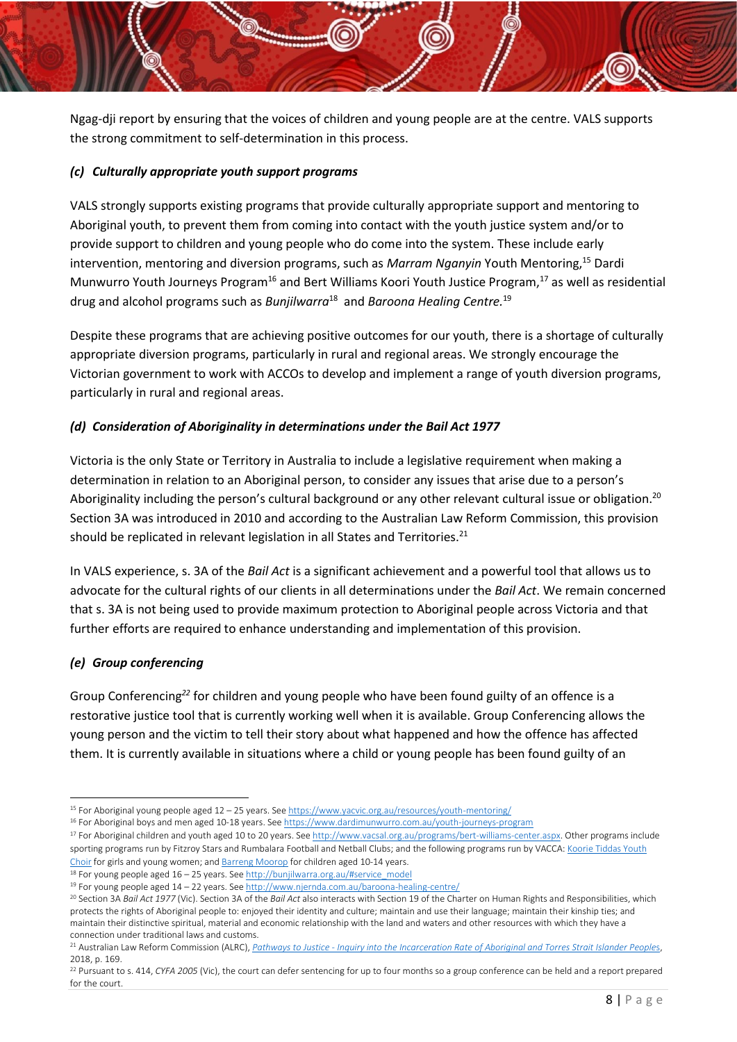Ngag-dji report by ensuring that the voices of children and young people are at the centre. VALS supports the strong commitment to self-determination in this process.

### *(c) Culturally appropriate youth support programs*

VALS strongly supports existing programs that provide culturally appropriate support and mentoring to Aboriginal youth, to prevent them from coming into contact with the youth justice system and/or to provide support to children and young people who do come into the system. These include early intervention, mentoring and diversion programs, such as *Marram Nganyin* Youth Mentoring,[15] Dardi Munwurro Youth Journeys Program[16] and Bert Williams Koori Youth Justice Program,[17] as well as residential drug and alcohol programs such as *Bunjilwarra*[18] and *Baroona Healing Centre.*[19]

Despite these programs that are achieving positive outcomes for our youth, there is a shortage of culturally appropriate diversion programs, particularly in rural and regional areas. We strongly encourage the Victorian government to work with ACCOs to develop and implement a range of youth diversion programs, particularly in rural and regional areas.

### *(d) Consideration of Aboriginality in determinations under the Bail Act 1977*

Victoria is the only State or Territory in Australia to include a legislative requirement when making a determination in relation to an Aboriginal person, to consider any issues that arise due to a person's Aboriginality including the person's cultural background or any other relevant cultural issue or obligation.[20] Section 3A was introduced in 2010 and according to the Australian Law Reform Commission, this provision should be replicated in relevant legislation in all States and Territories.[21]

In VALS experience, s. 3A of the *Bail Act* is a significant achievement and a powerful tool that allows us to advocate for the cultural rights of our clients in all determinations under the *Bail Act*. We remain concerned that s. 3A is not being used to provide maximum protection to Aboriginal people across Victoria and that further efforts are required to enhance understanding and implementation of this provision.

### *(e) Group conferencing*

Group Conferencing[22] for children and young people who have been found guilty of an offence is a restorative justice tool that is currently working well when it is available. Group Conferencing allows the young person and the victim to tell their story about what happened and how the offence has affected them. It is currently available in situations where a child or young people has been found guilty of an

---

[15] For Aboriginal young people aged 12 – 25 years. See https://www.yacvic.org.au/resources/youth-mentoring/

[16] For Aboriginal boys and men aged 10-18 years. See https://www.dardimunwurro.com.au/youth-journeys-program

[17] For Aboriginal children and youth aged 10 to 20 years. See http://www.vacsal.org.au/programs/bert-williams-center.aspx. Other programs include sporting programs run by Fitzroy Stars and Rumbalara Football and Netball Clubs; and the following programs run by VACCA: Koorie Tiddas Youth Choir for girls and young women; and Barreng Moorop for children aged 10-14 years.

[18] For young people aged 16 – 25 years. See http://bunjilwarra.org.au/#service_model

[19] For young people aged 14 – 22 years. See http://www.njernda.com.au/baroona-healing-centre/

[20] Section 3A *Bail Act 1977* (Vic). Section 3A of the *Bail Act* also interacts with Section 19 of the Charter on Human Rights and Responsibilities, which protects the rights of Aboriginal people to: enjoyed their identity and culture; maintain and use their language; maintain their kinship ties; and maintain their distinctive spiritual, material and economic relationship with the land and waters and other resources with which they have a connection under traditional laws and customs.

[21] Australian Law Reform Commission (ALRC), *Pathways to Justice - Inquiry into the Incarceration Rate of Aboriginal and Torres Strait Islander Peoples*, 2018, p. 169.

[22] Pursuant to s. 414, *CYFA 2005* (Vic), the court can defer sentencing for up to four months so a group conference can be held and a report prepared for the court.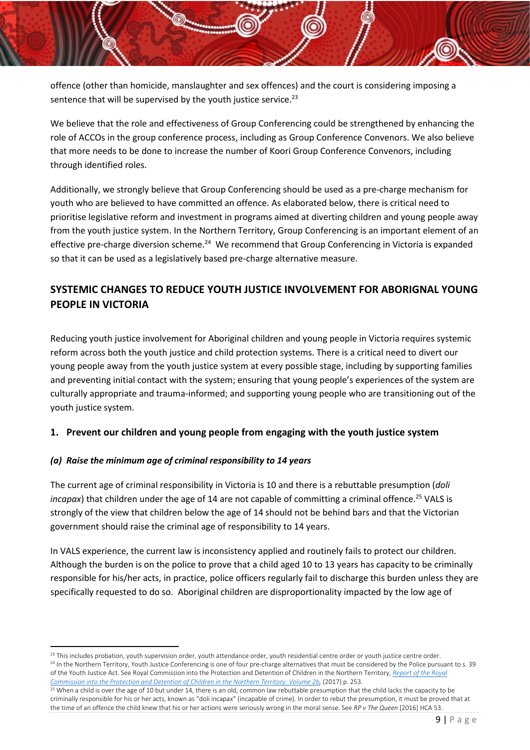offence (other than homicide, manslaughter and sex offences) and the court is considering imposing a sentence that will be supervised by the youth justice service.[23]

We believe that the role and effectiveness of Group Conferencing could be strengthened by enhancing the role of ACCOs in the group conference process, including as Group Conference Convenors. We also believe that more needs to be done to increase the number of Koori Group Conference Convenors, including through identified roles.

Additionally, we strongly believe that Group Conferencing should be used as a pre-charge mechanism for youth who are believed to have committed an offence. As elaborated below, there is critical need to prioritise legislative reform and investment in programs aimed at diverting children and young people away from the youth justice system. In the Northern Territory, Group Conferencing is an important element of an effective pre-charge diversion scheme.[24] We recommend that Group Conferencing in Victoria is expanded so that it can be used as a legislatively based pre-charge alternative measure.

## SYSTEMIC CHANGES TO REDUCE YOUTH JUSTICE INVOLVEMENT FOR ABORIGNAL YOUNG PEOPLE IN VICTORIA

Reducing youth justice involvement for Aboriginal children and young people in Victoria requires systemic reform across both the youth justice and child protection systems. There is a critical need to divert our young people away from the youth justice system at every possible stage, including by supporting families and preventing initial contact with the system; ensuring that young people's experiences of the system are culturally appropriate and trauma-informed; and supporting young people who are transitioning out of the youth justice system.

### 1. Prevent our children and young people from engaging with the youth justice system

#### *(a) Raise the minimum age of criminal responsibility to 14 years*

The current age of criminal responsibility in Victoria is 10 and there is a rebuttable presumption (*doli incapax*) that children under the age of 14 are not capable of committing a criminal offence.[25] VALS is strongly of the view that children below the age of 14 should not be behind bars and that the Victorian government should raise the criminal age of responsibility to 14 years.

In VALS experience, the current law is inconsistency applied and routinely fails to protect our children. Although the burden is on the police to prove that a child aged 10 to 13 years has capacity to be criminally responsible for his/her acts, in practice, police officers regularly fail to discharge this burden unless they are specifically requested to do so. Aboriginal children are disproportionality impacted by the low age of

---

[23] This includes probation, youth supervision order, youth attendance order, youth residential centre order or youth justice centre order.

[24] In the Northern Territory, Youth Justice Conferencing is one of four pre-charge alternatives that must be considered by the Police pursuant to s. 39 of the Youth Justice Act. See Royal Commission into the Protection and Detention of Children in the Northern Territory, *Report of the Royal Commission into the Protection and Detention of Children in the Northern Territory: Volume 2b*, (2017) p. 253.

[25] When a child is over the age of 10 but under 14, there is an old, common law rebuttable presumption that the child lacks the capacity to be criminally responsible for his or her acts, known as "doli incapax" (incapable of crime). In order to rebut the presumption, it must be proved that at the time of an offence the child knew that his or her actions were seriously wrong in the moral sense. See *RP v The Queen* [2016] HCA 53.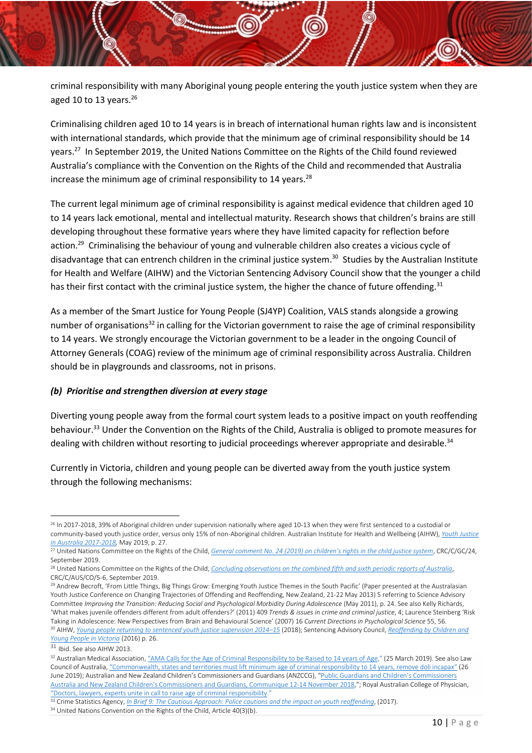criminal responsibility with many Aboriginal young people entering the youth justice system when they are aged 10 to 13 years.[26]

Criminalising children aged 10 to 14 years is in breach of international human rights law and is inconsistent with international standards, which provide that the minimum age of criminal responsibility should be 14 years.[27] In September 2019, the United Nations Committee on the Rights of the Child found reviewed Australia's compliance with the Convention on the Rights of the Child and recommended that Australia increase the minimum age of criminal responsibility to 14 years.[28]

The current legal minimum age of criminal responsibility is against medical evidence that children aged 10 to 14 years lack emotional, mental and intellectual maturity. Research shows that children's brains are still developing throughout these formative years where they have limited capacity for reflection before action.[29] Criminalising the behaviour of young and vulnerable children also creates a vicious cycle of disadvantage that can entrench children in the criminal justice system.[30] Studies by the Australian Institute for Health and Welfare (AIHW) and the Victorian Sentencing Advisory Council show that the younger a child has their first contact with the criminal justice system, the higher the chance of future offending.[31]

As a member of the Smart Justice for Young People (SJ4YP) Coalition, VALS stands alongside a growing number of organisations[32] in calling for the Victorian government to raise the age of criminal responsibility to 14 years. We strongly encourage the Victorian government to be a leader in the ongoing Council of Attorney Generals (COAG) review of the minimum age of criminal responsibility across Australia. Children should be in playgrounds and classrooms, not in prisons.

### *(b) Prioritise and strengthen diversion at every stage*

Diverting young people away from the formal court system leads to a positive impact on youth reoffending behaviour.[33] Under the Convention on the Rights of the Child, Australia is obliged to promote measures for dealing with children without resorting to judicial proceedings wherever appropriate and desirable.[34]

Currently in Victoria, children and young people can be diverted away from the youth justice system through the following mechanisms:

---

[26] In 2017-2018, 39% of Aboriginal children under supervision nationally where aged 10-13 when they were first sentenced to a custodial or community-based youth justice order, versus only 15% of non-Aboriginal children. Australian Institute for Health and Wellbeing (AIHW), *Youth Justice in Australia 2017-2018*, May 2019, p. 27.

[27] United Nations Committee on the Rights of the Child, *General comment No. 24 (2019) on children's rights in the child justice system*, CRC/C/GC/24, September 2019.

[28] United Nations Committee on the Rights of the Child, *Concluding observations on the combined fifth and sixth periodic reports of Australia*, CRC/C/AUS/CO/5-6, September 2019.

[29] Andrew Becroft, 'From Little Things, Big Things Grow: Emerging Youth Justice Themes in the South Pacific' (Paper presented at the Australasian Youth Justice Conference on Changing Trajectories of Offending and Reoffending, New Zealand, 21-22 May 2013) 5 referring to Science Advisory Committee *Improving the Transition: Reducing Social and Psychological Morbidity During Adolescence* (May 2011), p. 24. See also Kelly Richards, 'What makes juvenile offenders different from adult offenders?' (2011) 409 *Trends & issues in crime and criminal justice*, 4; Laurence Steinberg 'Risk Taking in Adolescence: New Perspectives from Brain and Behavioural Science' (2007) 16 *Current Directions in Psychological Science* 55, 56.

[30] AIHW, *Young people returning to sentenced youth justice supervision 2014–15* (2018); Sentencing Advisory Council, *Reoffending by Children and Young People in Victoria* (2016) p. 26.

[31] Ibid. See also AIHW 2013.

[32] Australian Medical Association, "AMA Calls for the Age of Criminal Responsibility to be Raised to 14 years of Age," (25 March 2019). See also Law Council of Australia, "Commonwealth, states and territories must lift minimum age of criminal responsibility to 14 years, remove doli incapax" (26 June 2019); Australian and New Zealand Children's Commissioners and Guardians (ANZCCG), "Public Guardians and Children's Commissioners Australia and New Zealand Children's Commissioners and Guardians, Communique 12-14 November 2018,"; Royal Australian College of Physician, "Doctors, lawyers, experts unite in call to raise age of criminal responsibility."

[33] Crime Statistics Agency, *In Brief 9: The Cautious Approach: Police cautions and the impact on youth reoffending*, (2017).

[34] United Nations Convention on the Rights of the Child, Article 40(3)(b).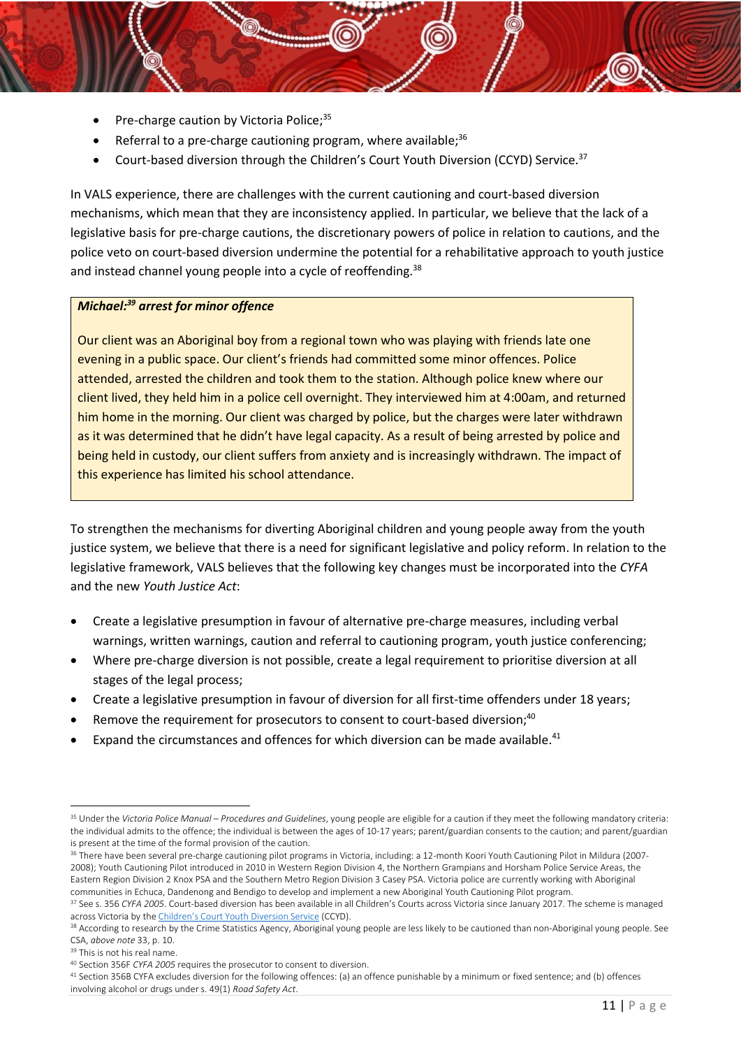- Pre-charge caution by Victoria Police;[35]
- Referral to a pre-charge cautioning program, where available;[36]
- Court-based diversion through the Children's Court Youth Diversion (CCYD) Service.[37]

In VALS experience, there are challenges with the current cautioning and court-based diversion mechanisms, which mean that they are inconsistency applied. In particular, we believe that the lack of a legislative basis for pre-charge cautions, the discretionary powers of police in relation to cautions, and the police veto on court-based diversion undermine the potential for a rehabilitative approach to youth justice and instead channel young people into a cycle of reoffending.[38]

> ***Michael:[39] arrest for minor offence***
>
> Our client was an Aboriginal boy from a regional town who was playing with friends late one evening in a public space. Our client's friends had committed some minor offences. Police attended, arrested the children and took them to the station. Although police knew where our client lived, they held him in a police cell overnight. They interviewed him at 4:00am, and returned him home in the morning. Our client was charged by police, but the charges were later withdrawn as it was determined that he didn't have legal capacity. As a result of being arrested by police and being held in custody, our client suffers from anxiety and is increasingly withdrawn. The impact of this experience has limited his school attendance.

To strengthen the mechanisms for diverting Aboriginal children and young people away from the youth justice system, we believe that there is a need for significant legislative and policy reform. In relation to the legislative framework, VALS believes that the following key changes must be incorporated into the *CYFA* and the new *Youth Justice Act*:

- Create a legislative presumption in favour of alternative pre-charge measures, including verbal warnings, written warnings, caution and referral to cautioning program, youth justice conferencing;
- Where pre-charge diversion is not possible, create a legal requirement to prioritise diversion at all stages of the legal process;
- Create a legislative presumption in favour of diversion for all first-time offenders under 18 years;
- Remove the requirement for prosecutors to consent to court-based diversion;[40]
- Expand the circumstances and offences for which diversion can be made available.[41]

---

[35] Under the *Victoria Police Manual – Procedures and Guidelines*, young people are eligible for a caution if they meet the following mandatory criteria: the individual admits to the offence; the individual is between the ages of 10-17 years; parent/guardian consents to the caution; and parent/guardian is present at the time of the formal provision of the caution.

[36] There have been several pre-charge cautioning pilot programs in Victoria, including: a 12-month Koori Youth Cautioning Pilot in Mildura (2007-2008); Youth Cautioning Pilot introduced in 2010 in Western Region Division 4, the Northern Grampians and Horsham Police Service Areas, the Eastern Region Division 2 Knox PSA and the Southern Metro Region Division 3 Casey PSA. Victoria police are currently working with Aboriginal communities in Echuca, Dandenong and Bendigo to develop and implement a new Aboriginal Youth Cautioning Pilot program.

[37] See s. 356 *CYFA 2005*. Court-based diversion has been available in all Children's Courts across Victoria since January 2017. The scheme is managed across Victoria by the Children's Court Youth Diversion Service (CCYD).

[38] According to research by the Crime Statistics Agency, Aboriginal young people are less likely to be cautioned than non-Aboriginal young people. See CSA, *above note* 33, p. 10.

[39] This is not his real name.

[40] Section 356F *CYFA 2005* requires the prosecutor to consent to diversion.

[41] Section 356B CYFA excludes diversion for the following offences: (a) an offence punishable by a minimum or fixed sentence; and (b) offences involving alcohol or drugs under s. 49(1) *Road Safety Act*.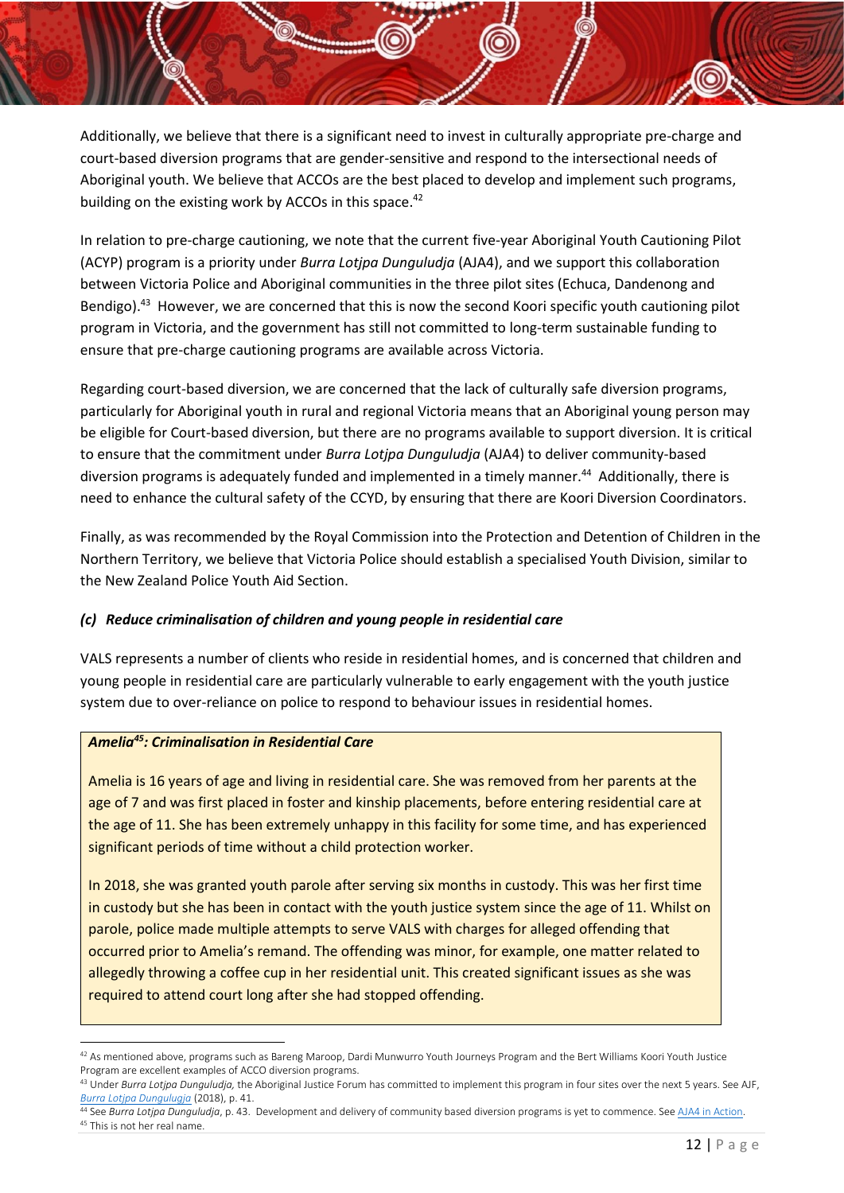Additionally, we believe that there is a significant need to invest in culturally appropriate pre-charge and court-based diversion programs that are gender-sensitive and respond to the intersectional needs of Aboriginal youth. We believe that ACCOs are the best placed to develop and implement such programs, building on the existing work by ACCOs in this space.[42]

In relation to pre-charge cautioning, we note that the current five-year Aboriginal Youth Cautioning Pilot (ACYP) program is a priority under *Burra Lotjpa Dunguludja* (AJA4), and we support this collaboration between Victoria Police and Aboriginal communities in the three pilot sites (Echuca, Dandenong and Bendigo).[43] However, we are concerned that this is now the second Koori specific youth cautioning pilot program in Victoria, and the government has still not committed to long-term sustainable funding to ensure that pre-charge cautioning programs are available across Victoria.

Regarding court-based diversion, we are concerned that the lack of culturally safe diversion programs, particularly for Aboriginal youth in rural and regional Victoria means that an Aboriginal young person may be eligible for Court-based diversion, but there are no programs available to support diversion. It is critical to ensure that the commitment under *Burra Lotjpa Dunguludja* (AJA4) to deliver community-based diversion programs is adequately funded and implemented in a timely manner.[44] Additionally, there is need to enhance the cultural safety of the CCYD, by ensuring that there are Koori Diversion Coordinators.

Finally, as was recommended by the Royal Commission into the Protection and Detention of Children in the Northern Territory, we believe that Victoria Police should establish a specialised Youth Division, similar to the New Zealand Police Youth Aid Section.

### *(c) Reduce criminalisation of children and young people in residential care*

VALS represents a number of clients who reside in residential homes, and is concerned that children and young people in residential care are particularly vulnerable to early engagement with the youth justice system due to over-reliance on police to respond to behaviour issues in residential homes.

> ***Amelia[45]: Criminalisation in Residential Care***
>
> Amelia is 16 years of age and living in residential care. She was removed from her parents at the age of 7 and was first placed in foster and kinship placements, before entering residential care at the age of 11. She has been extremely unhappy in this facility for some time, and has experienced significant periods of time without a child protection worker.
>
> In 2018, she was granted youth parole after serving six months in custody. This was her first time in custody but she has been in contact with the youth justice system since the age of 11. Whilst on parole, police made multiple attempts to serve VALS with charges for alleged offending that occurred prior to Amelia's remand. The offending was minor, for example, one matter related to allegedly throwing a coffee cup in her residential unit. This created significant issues as she was required to attend court long after she had stopped offending.

---

[42] As mentioned above, programs such as Bareng Maroop, Dardi Munwurro Youth Journeys Program and the Bert Williams Koori Youth Justice Program are excellent examples of ACCO diversion programs.

[43] Under *Burra Lotjpa Dunguludja,* the Aboriginal Justice Forum has committed to implement this program in four sites over the next 5 years. See AJF, *Burra Lotjpa Dungulugja* (2018), p. 41.

[44] See *Burra Lotjpa Dunguludja*, p. 43. Development and delivery of community based diversion programs is yet to commence. See AJA4 in Action.

[45] This is not her real name.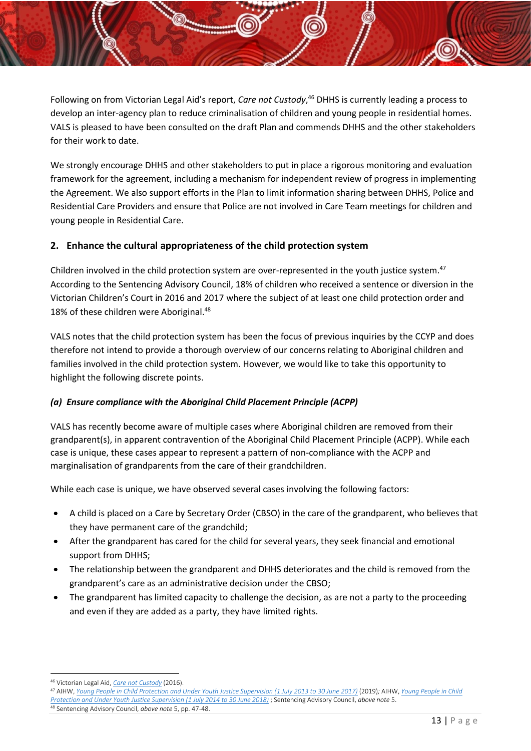Following on from Victorian Legal Aid's report, *Care not Custody*,[46] DHHS is currently leading a process to develop an inter-agency plan to reduce criminalisation of children and young people in residential homes. VALS is pleased to have been consulted on the draft Plan and commends DHHS and the other stakeholders for their work to date.

We strongly encourage DHHS and other stakeholders to put in place a rigorous monitoring and evaluation framework for the agreement, including a mechanism for independent review of progress in implementing the Agreement. We also support efforts in the Plan to limit information sharing between DHHS, Police and Residential Care Providers and ensure that Police are not involved in Care Team meetings for children and young people in Residential Care.

## 2. Enhance the cultural appropriateness of the child protection system

Children involved in the child protection system are over-represented in the youth justice system.[47] According to the Sentencing Advisory Council, 18% of children who received a sentence or diversion in the Victorian Children's Court in 2016 and 2017 where the subject of at least one child protection order and 18% of these children were Aboriginal.[48]

VALS notes that the child protection system has been the focus of previous inquiries by the CCYP and does therefore not intend to provide a thorough overview of our concerns relating to Aboriginal children and families involved in the child protection system. However, we would like to take this opportunity to highlight the following discrete points.

### *(a) Ensure compliance with the Aboriginal Child Placement Principle (ACPP)*

VALS has recently become aware of multiple cases where Aboriginal children are removed from their grandparent(s), in apparent contravention of the Aboriginal Child Placement Principle (ACPP). While each case is unique, these cases appear to represent a pattern of non-compliance with the ACPP and marginalisation of grandparents from the care of their grandchildren.

While each case is unique, we have observed several cases involving the following factors:

- A child is placed on a Care by Secretary Order (CBSO) in the care of the grandparent, who believes that they have permanent care of the grandchild;
- After the grandparent has cared for the child for several years, they seek financial and emotional support from DHHS;
- The relationship between the grandparent and DHHS deteriorates and the child is removed from the grandparent's care as an administrative decision under the CBSO;
- The grandparent has limited capacity to challenge the decision, as are not a party to the proceeding and even if they are added as a party, they have limited rights.

---

[46] Victorian Legal Aid, *Care not Custody* (2016).

[47] AIHW, *Young People in Child Protection and Under Youth Justice Supervision (1 July 2013 to 30 June 2017)* (2019); AIHW, *Young People in Child Protection and Under Youth Justice Supervision (1 July 2014 to 30 June 2018)* ; Sentencing Advisory Council, *above note* 5.

[48] Sentencing Advisory Council, *above note* 5, pp. 47-48.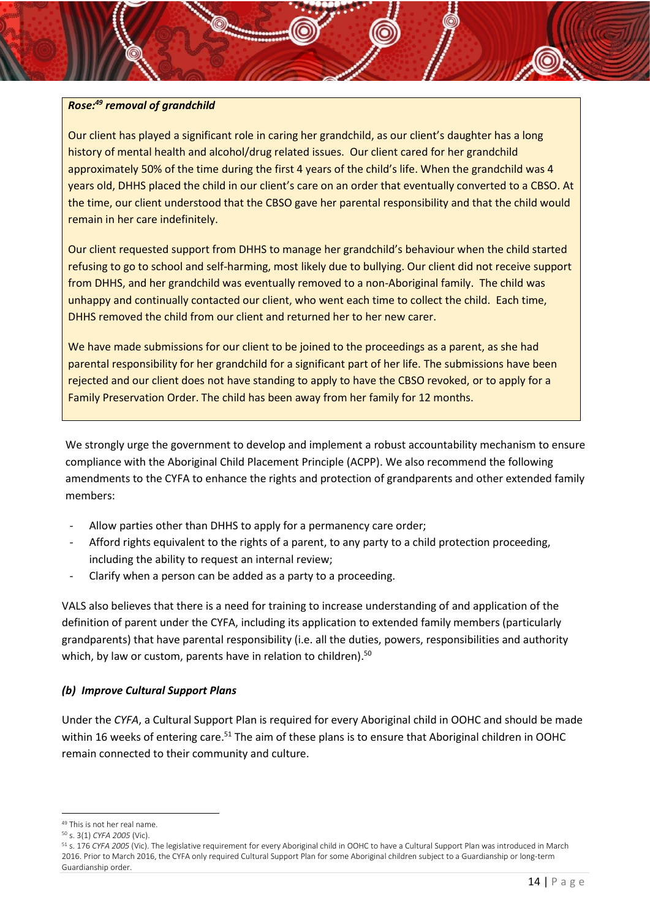**Rose:[49] removal of grandchild**

Our client has played a significant role in caring her grandchild, as our client's daughter has a long history of mental health and alcohol/drug related issues. Our client cared for her grandchild approximately 50% of the time during the first 4 years of the child's life. When the grandchild was 4 years old, DHHS placed the child in our client's care on an order that eventually converted to a CBSO. At the time, our client understood that the CBSO gave her parental responsibility and that the child would remain in her care indefinitely.

Our client requested support from DHHS to manage her grandchild's behaviour when the child started refusing to go to school and self-harming, most likely due to bullying. Our client did not receive support from DHHS, and her grandchild was eventually removed to a non-Aboriginal family. The child was unhappy and continually contacted our client, who went each time to collect the child. Each time, DHHS removed the child from our client and returned her to her new carer.

We have made submissions for our client to be joined to the proceedings as a parent, as she had parental responsibility for her grandchild for a significant part of her life. The submissions have been rejected and our client does not have standing to apply to have the CBSO revoked, or to apply for a Family Preservation Order. The child has been away from her family for 12 months.

We strongly urge the government to develop and implement a robust accountability mechanism to ensure compliance with the Aboriginal Child Placement Principle (ACPP). We also recommend the following amendments to the CYFA to enhance the rights and protection of grandparents and other extended family members:

- Allow parties other than DHHS to apply for a permanency care order;
- Afford rights equivalent to the rights of a parent, to any party to a child protection proceeding, including the ability to request an internal review;
- Clarify when a person can be added as a party to a proceeding.

VALS also believes that there is a need for training to increase understanding of and application of the definition of parent under the CYFA, including its application to extended family members (particularly grandparents) that have parental responsibility (i.e. all the duties, powers, responsibilities and authority which, by law or custom, parents have in relation to children).[50]

### *(b) Improve Cultural Support Plans*

Under the *CYFA*, a Cultural Support Plan is required for every Aboriginal child in OOHC and should be made within 16 weeks of entering care.[51] The aim of these plans is to ensure that Aboriginal children in OOHC remain connected to their community and culture.

---

[49] This is not her real name.

[50] s. 3(1) *CYFA 2005* (Vic).

[51] s. 176 *CYFA 2005* (Vic). The legislative requirement for every Aboriginal child in OOHC to have a Cultural Support Plan was introduced in March 2016. Prior to March 2016, the CYFA only required Cultural Support Plan for some Aboriginal children subject to a Guardianship or long-term Guardianship order.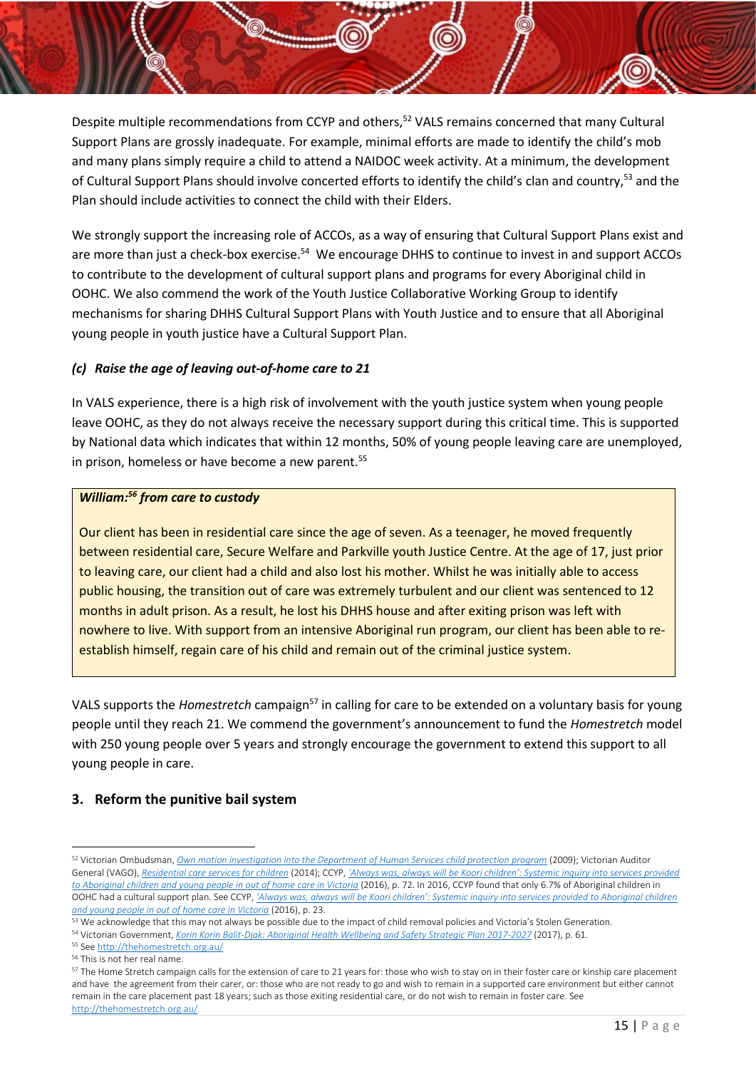Despite multiple recommendations from CCYP and others,[52] VALS remains concerned that many Cultural Support Plans are grossly inadequate. For example, minimal efforts are made to identify the child's mob and many plans simply require a child to attend a NAIDOC week activity. At a minimum, the development of Cultural Support Plans should involve concerted efforts to identify the child's clan and country,[53] and the Plan should include activities to connect the child with their Elders.

We strongly support the increasing role of ACCOs, as a way of ensuring that Cultural Support Plans exist and are more than just a check-box exercise.[54] We encourage DHHS to continue to invest in and support ACCOs to contribute to the development of cultural support plans and programs for every Aboriginal child in OOHC. We also commend the work of the Youth Justice Collaborative Working Group to identify mechanisms for sharing DHHS Cultural Support Plans with Youth Justice and to ensure that all Aboriginal young people in youth justice have a Cultural Support Plan.

### *(c) Raise the age of leaving out-of-home care to 21*

In VALS experience, there is a high risk of involvement with the youth justice system when young people leave OOHC, as they do not always receive the necessary support during this critical time. This is supported by National data which indicates that within 12 months, 50% of young people leaving care are unemployed, in prison, homeless or have become a new parent.[55]

> ***William:[56] from care to custody***
>
> Our client has been in residential care since the age of seven. As a teenager, he moved frequently between residential care, Secure Welfare and Parkville youth Justice Centre. At the age of 17, just prior to leaving care, our client had a child and also lost his mother. Whilst he was initially able to access public housing, the transition out of care was extremely turbulent and our client was sentenced to 12 months in adult prison. As a result, he lost his DHHS house and after exiting prison was left with nowhere to live. With support from an intensive Aboriginal run program, our client has been able to re-establish himself, regain care of his child and remain out of the criminal justice system.

VALS supports the *Homestretch* campaign[57] in calling for care to be extended on a voluntary basis for young people until they reach 21. We commend the government's announcement to fund the *Homestretch* model with 250 young people over 5 years and strongly encourage the government to extend this support to all young people in care.

## 3. Reform the punitive bail system

---

[52] Victorian Ombudsman, *Own motion investigation into the Department of Human Services child protection program* (2009); Victorian Auditor General (VAGO), *Residential care services for children* (2014); CCYP, *'Always was, always will be Koori children': Systemic inquiry into services provided to Aboriginal children and young people in out of home care in Victoria* (2016), p. 72. In 2016, CCYP found that only 6.7% of Aboriginal children in OOHC had a cultural support plan. See CCYP, *'Always was, always will be Koori children': Systemic inquiry into services provided to Aboriginal children and young people in out of home care in Victoria* (2016), p. 23.

[53] We acknowledge that this may not always be possible due to the impact of child removal policies and Victoria's Stolen Generation.

[54] Victorian Government, *Korin Korin Balit-Djak: Aboriginal Health Wellbeing and Safety Strategic Plan 2017-2027* (2017), p. 61.

[55] See http://thehomestretch.org.au/

[56] This is not her real name.

[57] The Home Stretch campaign calls for the extension of care to 21 years for: those who wish to stay on in their foster care or kinship care placement and have the agreement from their carer, or: those who are not ready to go and wish to remain in a supported care environment but either cannot remain in the care placement past 18 years; such as those exiting residential care, or do not wish to remain in foster care. See http://thehomestretch.org.au/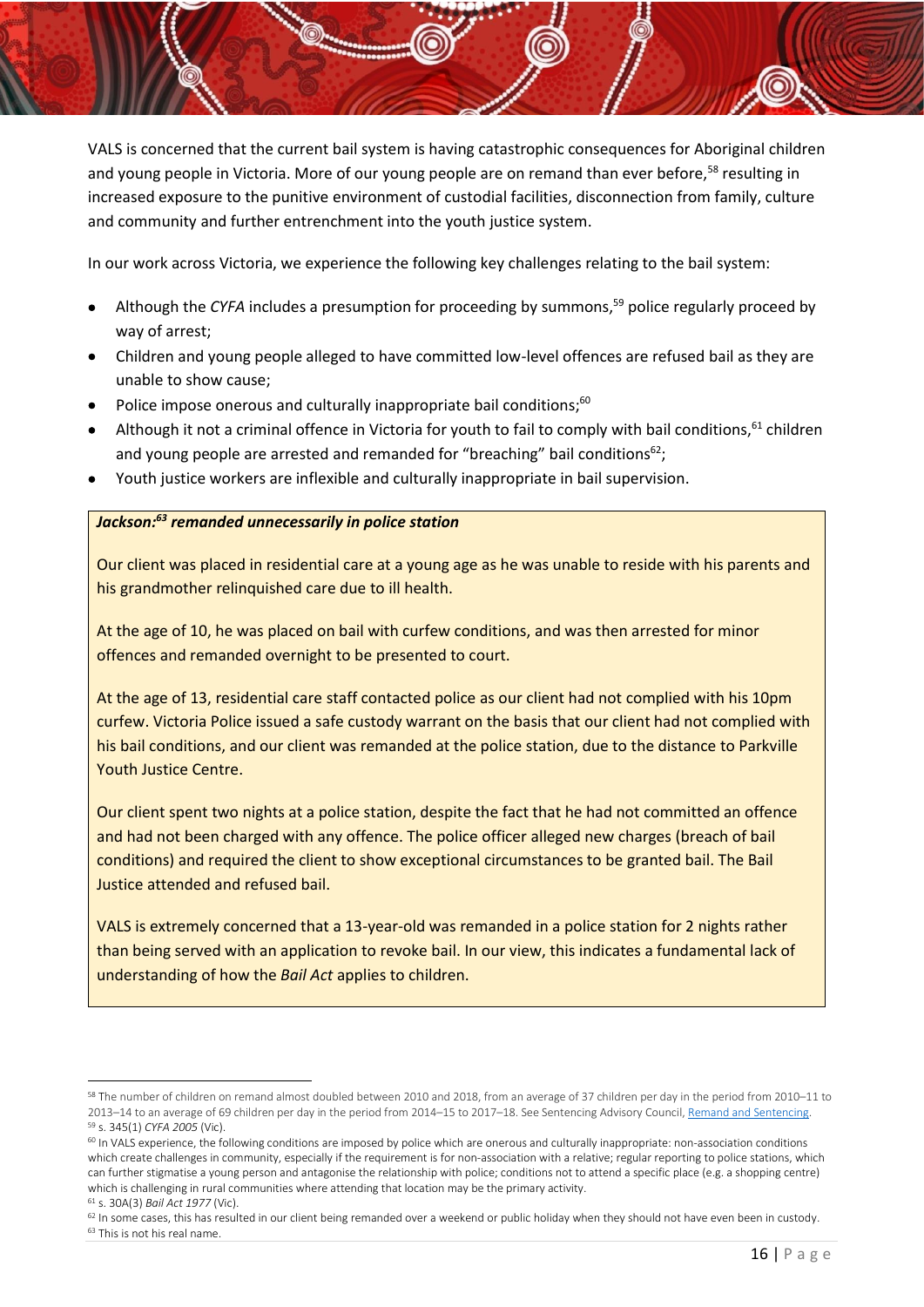VALS is concerned that the current bail system is having catastrophic consequences for Aboriginal children and young people in Victoria. More of our young people are on remand than ever before,[58] resulting in increased exposure to the punitive environment of custodial facilities, disconnection from family, culture and community and further entrenchment into the youth justice system.

In our work across Victoria, we experience the following key challenges relating to the bail system:

- Although the *CYFA* includes a presumption for proceeding by summons,[59] police regularly proceed by way of arrest;
- Children and young people alleged to have committed low-level offences are refused bail as they are unable to show cause;
- Police impose onerous and culturally inappropriate bail conditions;[60]
- Although it not a criminal offence in Victoria for youth to fail to comply with bail conditions,[61] children and young people are arrested and remanded for "breaching" bail conditions[62];
- Youth justice workers are inflexible and culturally inappropriate in bail supervision.

> ***Jackson:[63] remanded unnecessarily in police station***
>
> Our client was placed in residential care at a young age as he was unable to reside with his parents and his grandmother relinquished care due to ill health.
>
> At the age of 10, he was placed on bail with curfew conditions, and was then arrested for minor offences and remanded overnight to be presented to court.
>
> At the age of 13, residential care staff contacted police as our client had not complied with his 10pm curfew. Victoria Police issued a safe custody warrant on the basis that our client had not complied with his bail conditions, and our client was remanded at the police station, due to the distance to Parkville Youth Justice Centre.
>
> Our client spent two nights at a police station, despite the fact that he had not committed an offence and had not been charged with any offence. The police officer alleged new charges (breach of bail conditions) and required the client to show exceptional circumstances to be granted bail. The Bail Justice attended and refused bail.
>
> VALS is extremely concerned that a 13-year-old was remanded in a police station for 2 nights rather than being served with an application to revoke bail. In our view, this indicates a fundamental lack of understanding of how the *Bail Act* applies to children.

---

[58] The number of children on remand almost doubled between 2010 and 2018, from an average of 37 children per day in the period from 2010–11 to 2013–14 to an average of 69 children per day in the period from 2014–15 to 2017–18. See Sentencing Advisory Council, Remand and Sentencing.

[59] s. 345(1) *CYFA 2005* (Vic).

[60] In VALS experience, the following conditions are imposed by police which are onerous and culturally inappropriate: non-association conditions which create challenges in community, especially if the requirement is for non-association with a relative; regular reporting to police stations, which can further stigmatise a young person and antagonise the relationship with police; conditions not to attend a specific place (e.g. a shopping centre) which is challenging in rural communities where attending that location may be the primary activity.

[61] s. 30A(3) *Bail Act 1977* (Vic).

[62] In some cases, this has resulted in our client being remanded over a weekend or public holiday when they should not have even been in custody.

[63] This is not his real name.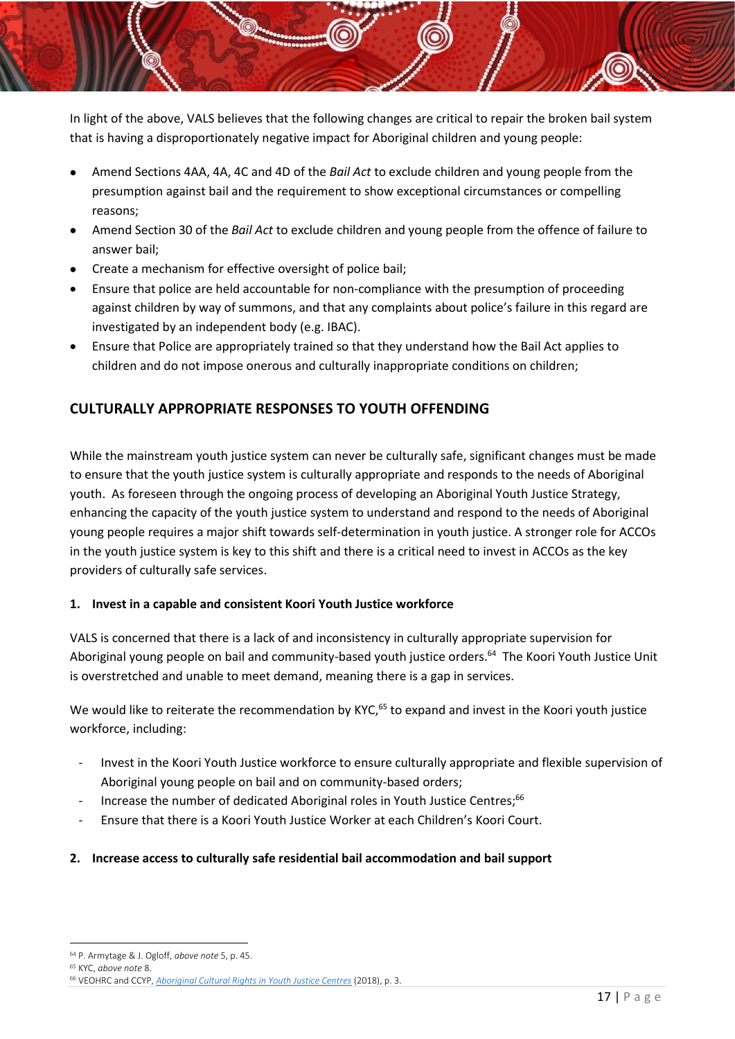In light of the above, VALS believes that the following changes are critical to repair the broken bail system that is having a disproportionately negative impact for Aboriginal children and young people:

- Amend Sections 4AA, 4A, 4C and 4D of the *Bail Act* to exclude children and young people from the presumption against bail and the requirement to show exceptional circumstances or compelling reasons;
- Amend Section 30 of the *Bail Act* to exclude children and young people from the offence of failure to answer bail;
- Create a mechanism for effective oversight of police bail;
- Ensure that police are held accountable for non-compliance with the presumption of proceeding against children by way of summons, and that any complaints about police's failure in this regard are investigated by an independent body (e.g. IBAC).
- Ensure that Police are appropriately trained so that they understand how the Bail Act applies to children and do not impose onerous and culturally inappropriate conditions on children;

## CULTURALLY APPROPRIATE RESPONSES TO YOUTH OFFENDING

While the mainstream youth justice system can never be culturally safe, significant changes must be made to ensure that the youth justice system is culturally appropriate and responds to the needs of Aboriginal youth. As foreseen through the ongoing process of developing an Aboriginal Youth Justice Strategy, enhancing the capacity of the youth justice system to understand and respond to the needs of Aboriginal young people requires a major shift towards self-determination in youth justice. A stronger role for ACCOs in the youth justice system is key to this shift and there is a critical need to invest in ACCOs as the key providers of culturally safe services.

### 1. Invest in a capable and consistent Koori Youth Justice workforce

VALS is concerned that there is a lack of and inconsistency in culturally appropriate supervision for Aboriginal young people on bail and community-based youth justice orders.[64] The Koori Youth Justice Unit is overstretched and unable to meet demand, meaning there is a gap in services.

We would like to reiterate the recommendation by KYC,[65] to expand and invest in the Koori youth justice workforce, including:

- Invest in the Koori Youth Justice workforce to ensure culturally appropriate and flexible supervision of Aboriginal young people on bail and on community-based orders;
- Increase the number of dedicated Aboriginal roles in Youth Justice Centres;[66]
- Ensure that there is a Koori Youth Justice Worker at each Children's Koori Court.

### 2. Increase access to culturally safe residential bail accommodation and bail support

[64] P. Armytage & J. Ogloff, *above note* 5, p. 45.
[65] KYC, *above note* 8.
[66] VEOHRC and CCYP, *Aboriginal Cultural Rights in Youth Justice Centres* (2018), p. 3.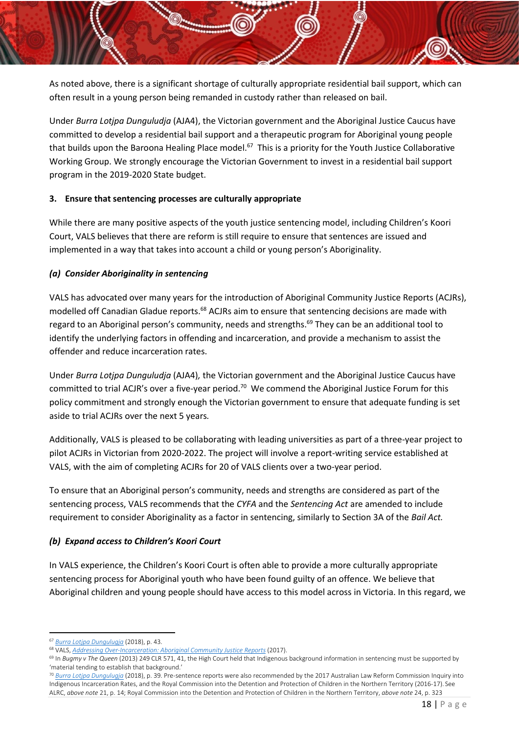As noted above, there is a significant shortage of culturally appropriate residential bail support, which can often result in a young person being remanded in custody rather than released on bail.

Under *Burra Lotjpa Dunguludja* (AJA4), the Victorian government and the Aboriginal Justice Caucus have committed to develop a residential bail support and a therapeutic program for Aboriginal young people that builds upon the Baroona Healing Place model.[67] This is a priority for the Youth Justice Collaborative Working Group. We strongly encourage the Victorian Government to invest in a residential bail support program in the 2019-2020 State budget.

**3. Ensure that sentencing processes are culturally appropriate**

While there are many positive aspects of the youth justice sentencing model, including Children's Koori Court, VALS believes that there are reform is still require to ensure that sentences are issued and implemented in a way that takes into account a child or young person's Aboriginality.

***(a) Consider Aboriginality in sentencing***

VALS has advocated over many years for the introduction of Aboriginal Community Justice Reports (ACJRs), modelled off Canadian Gladue reports.[68] ACJRs aim to ensure that sentencing decisions are made with regard to an Aboriginal person's community, needs and strengths.[69] They can be an additional tool to identify the underlying factors in offending and incarceration, and provide a mechanism to assist the offender and reduce incarceration rates.

Under *Burra Lotjpa Dunguludja* (AJA4), the Victorian government and the Aboriginal Justice Caucus have committed to trial ACJR's over a five-year period.[70] We commend the Aboriginal Justice Forum for this policy commitment and strongly enough the Victorian government to ensure that adequate funding is set aside to trial ACJRs over the next 5 years.

Additionally, VALS is pleased to be collaborating with leading universities as part of a three-year project to pilot ACJRs in Victorian from 2020-2022. The project will involve a report-writing service established at VALS, with the aim of completing ACJRs for 20 of VALS clients over a two-year period.

To ensure that an Aboriginal person's community, needs and strengths are considered as part of the sentencing process, VALS recommends that the *CYFA* and the *Sentencing Act* are amended to include requirement to consider Aboriginality as a factor in sentencing, similarly to Section 3A of the *Bail Act.*

***(b) Expand access to Children's Koori Court***

In VALS experience, the Children's Koori Court is often able to provide a more culturally appropriate sentencing process for Aboriginal youth who have been found guilty of an offence. We believe that Aboriginal children and young people should have access to this model across in Victoria. In this regard, we

---

[67] *Burra Lotjpa Dungulugja* (2018), p. 43.

[68] VALS, *Addressing Over-Incarceration: Aboriginal Community Justice Reports* (2017).

[69] In *Bugmy v The Queen* (2013) 249 CLR 571, 41, the High Court held that Indigenous background information in sentencing must be supported by 'material tending to establish that background.'

[70] *Burra Lotjpa Dungulugja* (2018), p. 39. Pre-sentence reports were also recommended by the 2017 Australian Law Reform Commission Inquiry into Indigenous Incarceration Rates, and the Royal Commission into the Detention and Protection of Children in the Northern Territory (2016-17). See ALRC, *above note* 21, p. 14; Royal Commission into the Detention and Protection of Children in the Northern Territory, *above note* 24, p. 323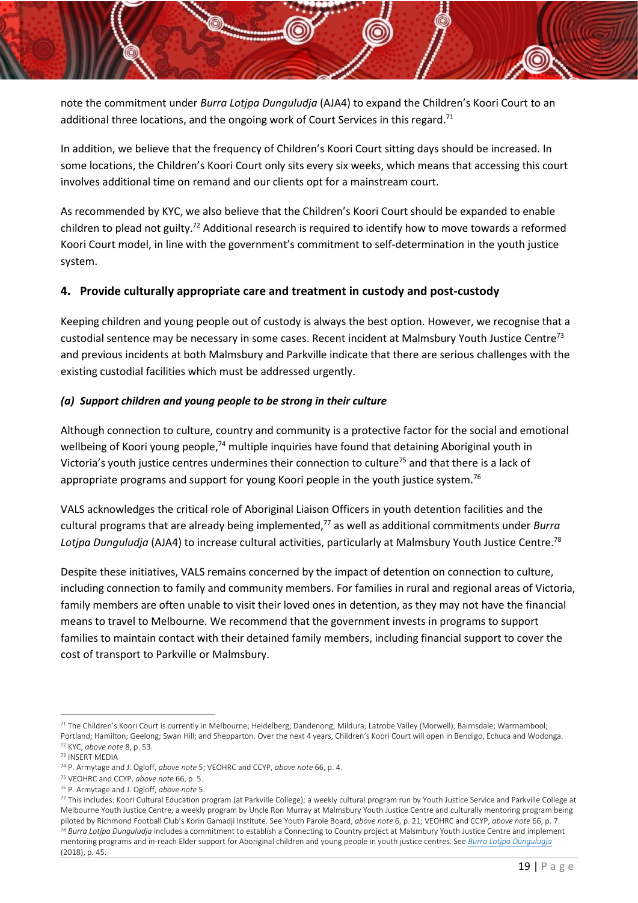note the commitment under *Burra Lotjpa Dunguludja* (AJA4) to expand the Children's Koori Court to an additional three locations, and the ongoing work of Court Services in this regard.[71]

In addition, we believe that the frequency of Children's Koori Court sitting days should be increased. In some locations, the Children's Koori Court only sits every six weeks, which means that accessing this court involves additional time on remand and our clients opt for a mainstream court.

As recommended by KYC, we also believe that the Children's Koori Court should be expanded to enable children to plead not guilty.[72] Additional research is required to identify how to move towards a reformed Koori Court model, in line with the government's commitment to self-determination in the youth justice system.

## 4. Provide culturally appropriate care and treatment in custody and post-custody

Keeping children and young people out of custody is always the best option. However, we recognise that a custodial sentence may be necessary in some cases. Recent incident at Malmsbury Youth Justice Centre[73] and previous incidents at both Malmsbury and Parkville indicate that there are serious challenges with the existing custodial facilities which must be addressed urgently.

### *(a) Support children and young people to be strong in their culture*

Although connection to culture, country and community is a protective factor for the social and emotional wellbeing of Koori young people,[74] multiple inquiries have found that detaining Aboriginal youth in Victoria's youth justice centres undermines their connection to culture[75] and that there is a lack of appropriate programs and support for young Koori people in the youth justice system.[76]

VALS acknowledges the critical role of Aboriginal Liaison Officers in youth detention facilities and the cultural programs that are already being implemented,[77] as well as additional commitments under *Burra Lotjpa Dunguludja* (AJA4) to increase cultural activities, particularly at Malmsbury Youth Justice Centre.[78]

Despite these initiatives, VALS remains concerned by the impact of detention on connection to culture, including connection to family and community members. For families in rural and regional areas of Victoria, family members are often unable to visit their loved ones in detention, as they may not have the financial means to travel to Melbourne. We recommend that the government invests in programs to support families to maintain contact with their detained family members, including financial support to cover the cost of transport to Parkville or Malmsbury.

---

[71] The Children's Koori Court is currently in Melbourne; Heidelberg; Dandenong; Mildura; Latrobe Valley (Morwell); Bairnsdale; Warrnambool; Portland; Hamilton; Geelong; Swan Hill; and Shepparton. Over the next 4 years, Children's Koori Court will open in Bendigo, Echuca and Wodonga.

[72] KYC, *above note* 8, p. 53.

[73] INSERT MEDIA

[74] P. Armytage and J. Ogloff, *above note* 5; VEOHRC and CCYP, *above note* 66, p. 4.

[75] VEOHRC and CCYP, *above note* 66, p. 5.

[76] P. Armytage and J. Ogloff, *above note* 5.

[77] This includes: Koori Cultural Education program (at Parkville College); a weekly cultural program run by Youth Justice Service and Parkville College at Melbourne Youth Justice Centre, a weekly program by Uncle Ron Murray at Malmsbury Youth Justice Centre and culturally mentoring program being piloted by Richmond Football Club's Korin Gamadji Institute. See Youth Parole Board, *above note* 6, p. 21; VEOHRC and CCYP, *above note* 66, p. 7.

[78] *Burra Lotjpa Dunguludja* includes a commitment to establish a Connecting to Country project at Malsmbury Youth Justice Centre and implement mentoring programs and in-reach Elder support for Aboriginal children and young people in youth justice centres. See [Burra Lotjpa Dungulugja](#) (2018), p. 45.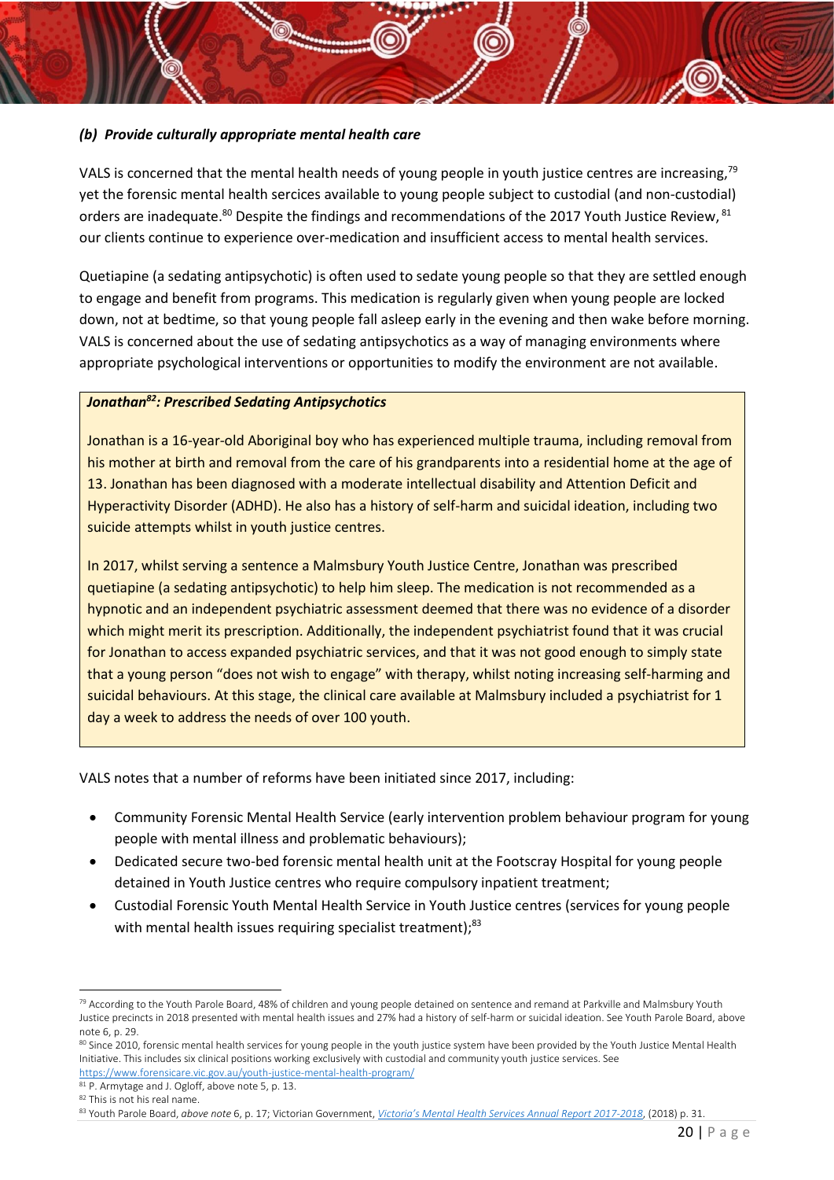### *(b) Provide culturally appropriate mental health care*

VALS is concerned that the mental health needs of young people in youth justice centres are increasing,[79] yet the forensic mental health sercices available to young people subject to custodial (and non-custodial) orders are inadequate.[80] Despite the findings and recommendations of the 2017 Youth Justice Review, [81] our clients continue to experience over-medication and insufficient access to mental health services.

Quetiapine (a sedating antipsychotic) is often used to sedate young people so that they are settled enough to engage and benefit from programs. This medication is regularly given when young people are locked down, not at bedtime, so that young people fall asleep early in the evening and then wake before morning. VALS is concerned about the use of sedating antipsychotics as a way of managing environments where appropriate psychological interventions or opportunities to modify the environment are not available.

> ***Jonathan[82]: Prescribed Sedating Antipsychotics***
>
> Jonathan is a 16-year-old Aboriginal boy who has experienced multiple trauma, including removal from his mother at birth and removal from the care of his grandparents into a residential home at the age of 13. Jonathan has been diagnosed with a moderate intellectual disability and Attention Deficit and Hyperactivity Disorder (ADHD). He also has a history of self-harm and suicidal ideation, including two suicide attempts whilst in youth justice centres.
>
> In 2017, whilst serving a sentence a Malmsbury Youth Justice Centre, Jonathan was prescribed quetiapine (a sedating antipsychotic) to help him sleep. The medication is not recommended as a hypnotic and an independent psychiatric assessment deemed that there was no evidence of a disorder which might merit its prescription. Additionally, the independent psychiatrist found that it was crucial for Jonathan to access expanded psychiatric services, and that it was not good enough to simply state that a young person "does not wish to engage" with therapy, whilst noting increasing self-harming and suicidal behaviours. At this stage, the clinical care available at Malmsbury included a psychiatrist for 1 day a week to address the needs of over 100 youth.

VALS notes that a number of reforms have been initiated since 2017, including:

- Community Forensic Mental Health Service (early intervention problem behaviour program for young people with mental illness and problematic behaviours);
- Dedicated secure two-bed forensic mental health unit at the Footscray Hospital for young people detained in Youth Justice centres who require compulsory inpatient treatment;
- Custodial Forensic Youth Mental Health Service in Youth Justice centres (services for young people with mental health issues requiring specialist treatment);[83]

---

[79] According to the Youth Parole Board, 48% of children and young people detained on sentence and remand at Parkville and Malmsbury Youth Justice precincts in 2018 presented with mental health issues and 27% had a history of self-harm or suicidal ideation. See Youth Parole Board, above note 6, p. 29.

[80] Since 2010, forensic mental health services for young people in the youth justice system have been provided by the Youth Justice Mental Health Initiative. This includes six clinical positions working exclusively with custodial and community youth justice services. See https://www.forensicare.vic.gov.au/youth-justice-mental-health-program/

[81] P. Armytage and J. Ogloff, above note 5, p. 13.

[82] This is not his real name.

[83] Youth Parole Board, *above note* 6, p. 17; Victorian Government, *Victoria's Mental Health Services Annual Report 2017-2018*, (2018) p. 31.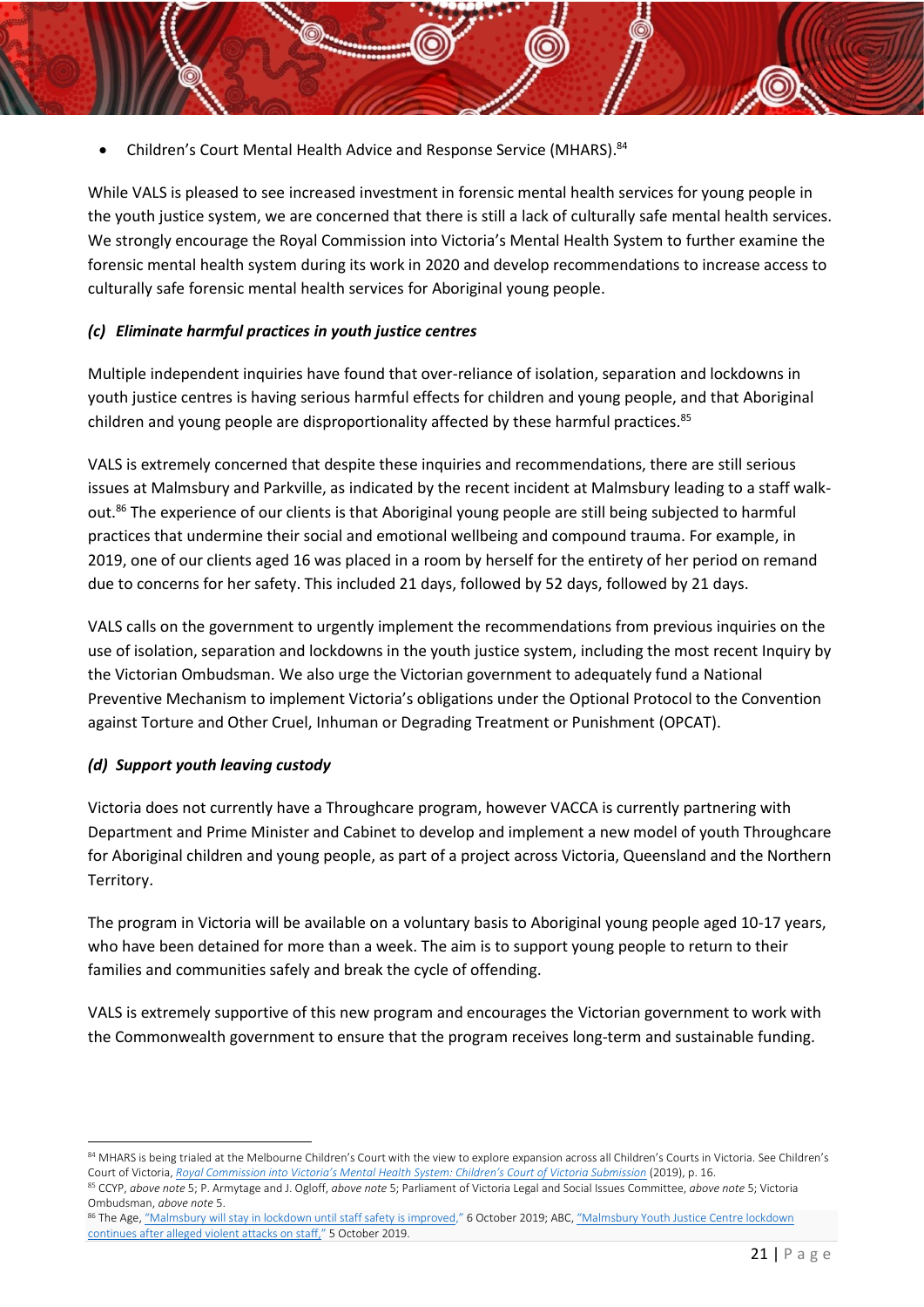- Children's Court Mental Health Advice and Response Service (MHARS).[84]

While VALS is pleased to see increased investment in forensic mental health services for young people in the youth justice system, we are concerned that there is still a lack of culturally safe mental health services. We strongly encourage the Royal Commission into Victoria's Mental Health System to further examine the forensic mental health system during its work in 2020 and develop recommendations to increase access to culturally safe forensic mental health services for Aboriginal young people.

### *(c) Eliminate harmful practices in youth justice centres*

Multiple independent inquiries have found that over-reliance of isolation, separation and lockdowns in youth justice centres is having serious harmful effects for children and young people, and that Aboriginal children and young people are disproportionality affected by these harmful practices.[85]

VALS is extremely concerned that despite these inquiries and recommendations, there are still serious issues at Malmsbury and Parkville, as indicated by the recent incident at Malmsbury leading to a staff walk-out.[86] The experience of our clients is that Aboriginal young people are still being subjected to harmful practices that undermine their social and emotional wellbeing and compound trauma. For example, in 2019, one of our clients aged 16 was placed in a room by herself for the entirety of her period on remand due to concerns for her safety. This included 21 days, followed by 52 days, followed by 21 days.

VALS calls on the government to urgently implement the recommendations from previous inquiries on the use of isolation, separation and lockdowns in the youth justice system, including the most recent Inquiry by the Victorian Ombudsman. We also urge the Victorian government to adequately fund a National Preventive Mechanism to implement Victoria's obligations under the Optional Protocol to the Convention against Torture and Other Cruel, Inhuman or Degrading Treatment or Punishment (OPCAT).

### *(d) Support youth leaving custody*

Victoria does not currently have a Throughcare program, however VACCA is currently partnering with Department and Prime Minister and Cabinet to develop and implement a new model of youth Throughcare for Aboriginal children and young people, as part of a project across Victoria, Queensland and the Northern Territory.

The program in Victoria will be available on a voluntary basis to Aboriginal young people aged 10-17 years, who have been detained for more than a week. The aim is to support young people to return to their families and communities safely and break the cycle of offending.

VALS is extremely supportive of this new program and encourages the Victorian government to work with the Commonwealth government to ensure that the program receives long-term and sustainable funding.

---

[84] MHARS is being trialed at the Melbourne Children's Court with the view to explore expansion across all Children's Courts in Victoria. See Children's Court of Victoria, *Royal Commission into Victoria's Mental Health System: Children's Court of Victoria Submission* (2019), p. 16.

[85] CCYP, *above note* 5; P. Armytage and J. Ogloff, *above note* 5; Parliament of Victoria Legal and Social Issues Committee, *above note* 5; Victoria Ombudsman, *above note* 5.

[86] The Age, "Malmsbury will stay in lockdown until staff safety is improved," 6 October 2019; ABC, "Malmsbury Youth Justice Centre lockdown continues after alleged violent attacks on staff," 5 October 2019.